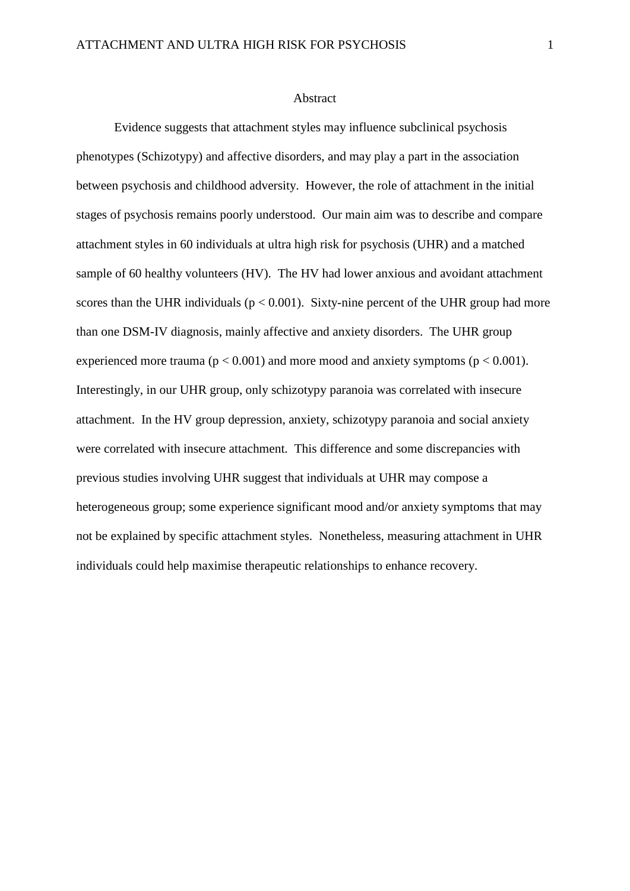# Abstract

Evidence suggests that attachment styles may influence subclinical psychosis phenotypes (Schizotypy) and affective disorders, and may play a part in the association between psychosis and childhood adversity. However, the role of attachment in the initial stages of psychosis remains poorly understood. Our main aim was to describe and compare attachment styles in 60 individuals at ultra high risk for psychosis (UHR) and a matched sample of 60 healthy volunteers (HV). The HV had lower anxious and avoidant attachment scores than the UHR individuals ($p < 0.001$). Sixty-nine percent of the UHR group had more than one DSM-IV diagnosis, mainly affective and anxiety disorders. The UHR group experienced more trauma ($p < 0.001$) and more mood and anxiety symptoms ($p < 0.001$). Interestingly, in our UHR group, only schizotypy paranoia was correlated with insecure attachment. In the HV group depression, anxiety, schizotypy paranoia and social anxiety were correlated with insecure attachment. This difference and some discrepancies with previous studies involving UHR suggest that individuals at UHR may compose a heterogeneous group; some experience significant mood and/or anxiety symptoms that may not be explained by specific attachment styles. Nonetheless, measuring attachment in UHR individuals could help maximise therapeutic relationships to enhance recovery.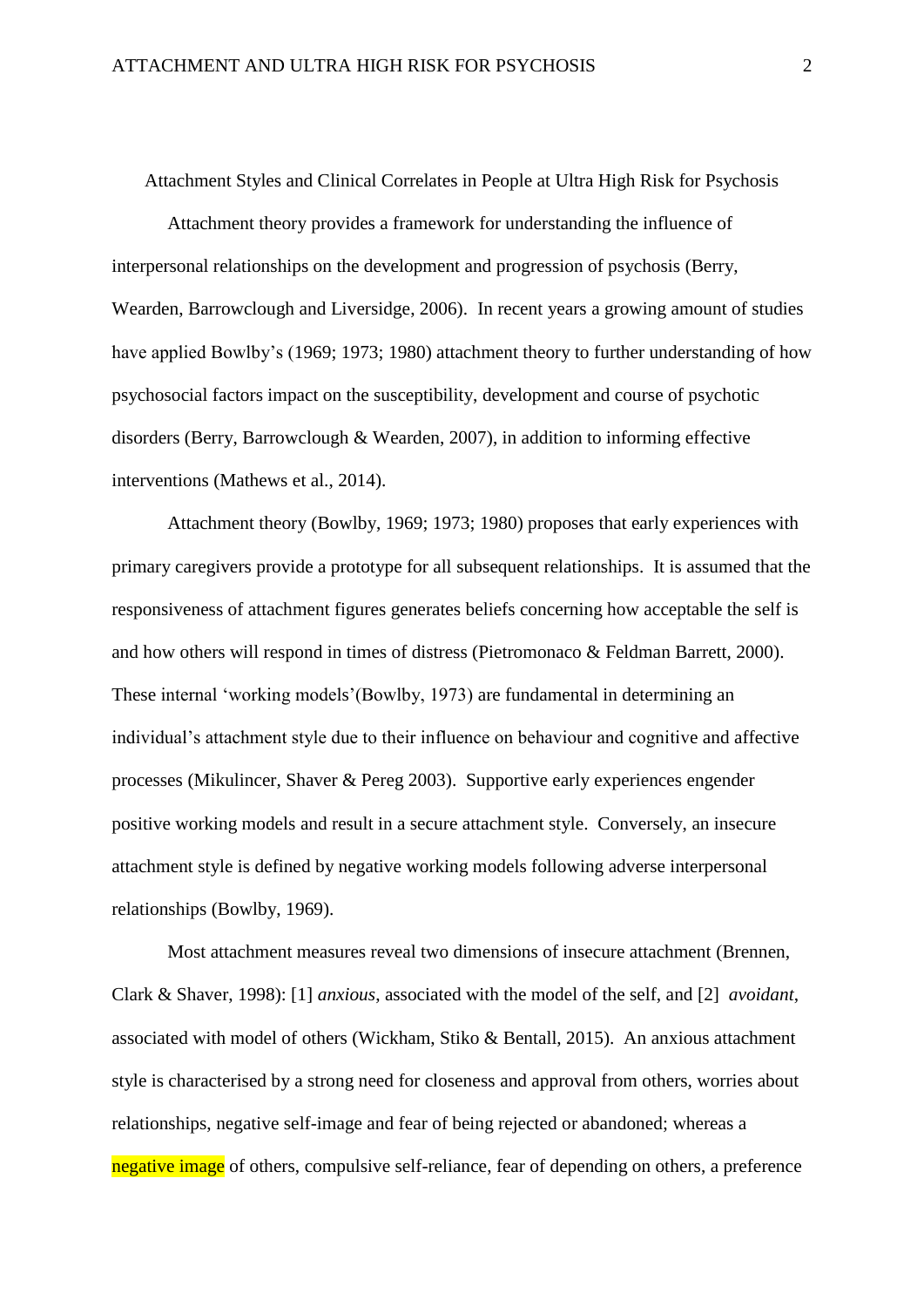Attachment Styles and Clinical Correlates in People at Ultra High Risk for Psychosis

Attachment theory provides a framework for understanding the influence of interpersonal relationships on the development and progression of psychosis (Berry, Wearden, Barrowclough and Liversidge, 2006). In recent years a growing amount of studies have applied Bowlby's (1969; 1973; 1980) attachment theory to further understanding of how psychosocial factors impact on the susceptibility, development and course of psychotic disorders (Berry, Barrowclough & Wearden, 2007), in addition to informing effective interventions (Mathews et al., 2014).

Attachment theory (Bowlby, 1969; 1973; 1980) proposes that early experiences with primary caregivers provide a prototype for all subsequent relationships. It is assumed that the responsiveness of attachment figures generates beliefs concerning how acceptable the self is and how others will respond in times of distress (Pietromonaco & Feldman Barrett, 2000). These internal 'working models'(Bowlby, 1973) are fundamental in determining an individual's attachment style due to their influence on behaviour and cognitive and affective processes (Mikulincer, Shaver & Pereg 2003). Supportive early experiences engender positive working models and result in a secure attachment style. Conversely, an insecure attachment style is defined by negative working models following adverse interpersonal relationships (Bowlby, 1969).

Most attachment measures reveal two dimensions of insecure attachment (Brennen, Clark & Shaver, 1998): [1] *anxious*, associated with the model of the self, and [2] *avoidant*, associated with model of others (Wickham, Stiko & Bentall, 2015). An anxious attachment style is characterised by a strong need for closeness and approval from others, worries about relationships, negative self-image and fear of being rejected or abandoned; whereas a negative image of others, compulsive self-reliance, fear of depending on others, a preference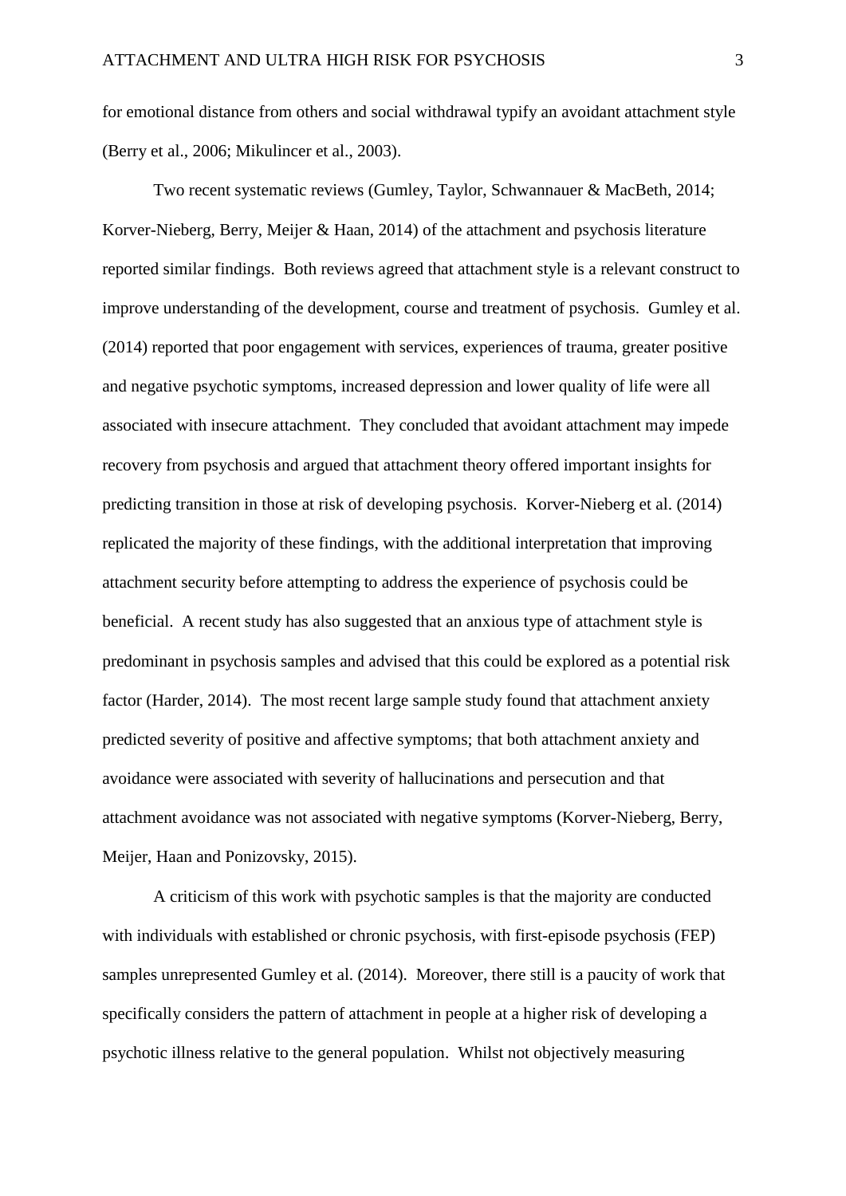for emotional distance from others and social withdrawal typify an avoidant attachment style (Berry et al., 2006; Mikulincer et al., 2003).

Two recent systematic reviews (Gumley, Taylor, Schwannauer & MacBeth, 2014; Korver-Nieberg, Berry, Meijer & Haan, 2014) of the attachment and psychosis literature reported similar findings. Both reviews agreed that attachment style is a relevant construct to improve understanding of the development, course and treatment of psychosis. Gumley et al. (2014) reported that poor engagement with services, experiences of trauma, greater positive and negative psychotic symptoms, increased depression and lower quality of life were all associated with insecure attachment. They concluded that avoidant attachment may impede recovery from psychosis and argued that attachment theory offered important insights for predicting transition in those at risk of developing psychosis. Korver-Nieberg et al. (2014) replicated the majority of these findings, with the additional interpretation that improving attachment security before attempting to address the experience of psychosis could be beneficial. A recent study has also suggested that an anxious type of attachment style is predominant in psychosis samples and advised that this could be explored as a potential risk factor (Harder, 2014). The most recent large sample study found that attachment anxiety predicted severity of positive and affective symptoms; that both attachment anxiety and avoidance were associated with severity of hallucinations and persecution and that attachment avoidance was not associated with negative symptoms (Korver-Nieberg, Berry, Meijer, Haan and Ponizovsky, 2015).

A criticism of this work with psychotic samples is that the majority are conducted with individuals with established or chronic psychosis, with first-episode psychosis (FEP) samples unrepresented Gumley et al. (2014). Moreover, there still is a paucity of work that specifically considers the pattern of attachment in people at a higher risk of developing a psychotic illness relative to the general population. Whilst not objectively measuring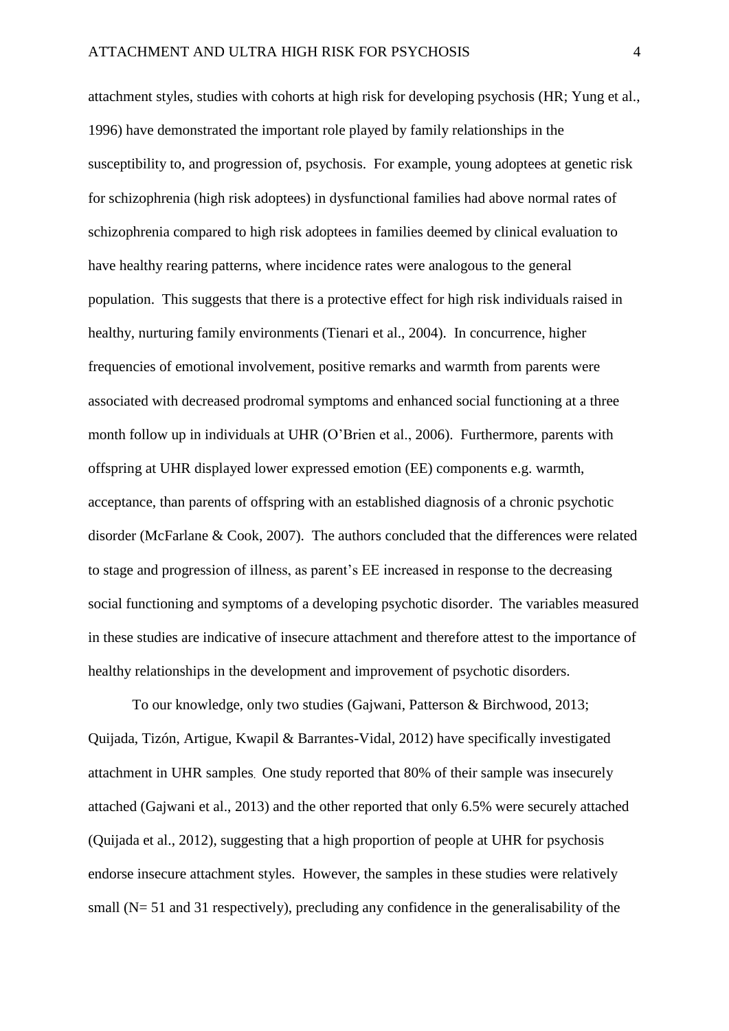attachment styles, studies with cohorts at high risk for developing psychosis (HR; Yung et al., 1996) have demonstrated the important role played by family relationships in the susceptibility to, and progression of, psychosis. For example, young adoptees at genetic risk for schizophrenia (high risk adoptees) in dysfunctional families had above normal rates of schizophrenia compared to high risk adoptees in families deemed by clinical evaluation to have healthy rearing patterns, where incidence rates were analogous to the general population. This suggests that there is a protective effect for high risk individuals raised in healthy, nurturing family environments (Tienari et al., 2004). In concurrence, higher frequencies of emotional involvement, positive remarks and warmth from parents were associated with decreased prodromal symptoms and enhanced social functioning at a three month follow up in individuals at UHR (O'Brien et al., 2006). Furthermore, parents with offspring at UHR displayed lower expressed emotion (EE) components e.g. warmth, acceptance, than parents of offspring with an established diagnosis of a chronic psychotic disorder (McFarlane & Cook, 2007). The authors concluded that the differences were related to stage and progression of illness, as parent's EE increased in response to the decreasing social functioning and symptoms of a developing psychotic disorder. The variables measured in these studies are indicative of insecure attachment and therefore attest to the importance of healthy relationships in the development and improvement of psychotic disorders.

To our knowledge, only two studies (Gajwani, Patterson & Birchwood, 2013; Quijada, Tizón, Artigue, Kwapil & Barrantes-Vidal, 2012) have specifically investigated attachment in UHR samples. One study reported that 80% of their sample was insecurely attached (Gajwani et al., 2013) and the other reported that only 6.5% were securely attached (Quijada et al., 2012), suggesting that a high proportion of people at UHR for psychosis endorse insecure attachment styles. However, the samples in these studies were relatively small (N= 51 and 31 respectively), precluding any confidence in the generalisability of the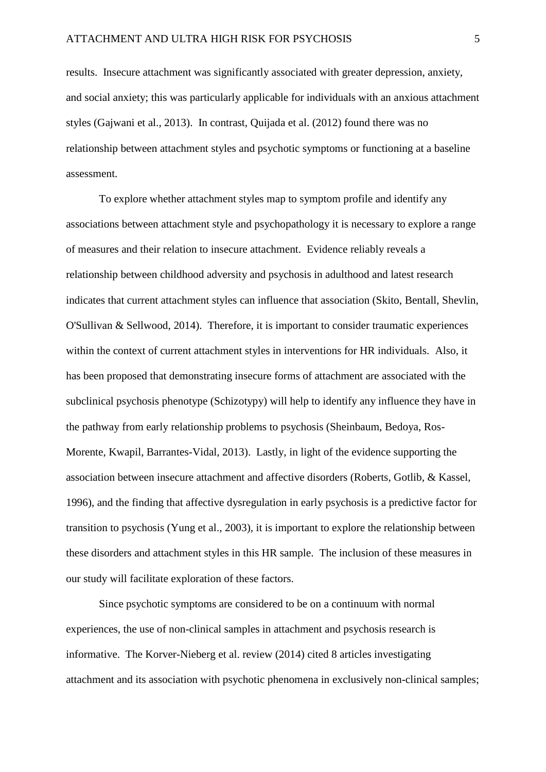results. Insecure attachment was significantly associated with greater depression, anxiety, and social anxiety; this was particularly applicable for individuals with an anxious attachment styles (Gajwani et al., 2013). In contrast, Quijada et al. (2012) found there was no relationship between attachment styles and psychotic symptoms or functioning at a baseline assessment.

To explore whether attachment styles map to symptom profile and identify any associations between attachment style and psychopathology it is necessary to explore a range of measures and their relation to insecure attachment. Evidence reliably reveals a relationship between childhood adversity and psychosis in adulthood and latest research indicates that current attachment styles can influence that association (Skito, Bentall, Shevlin, O'Sullivan & Sellwood, 2014). Therefore, it is important to consider traumatic experiences within the context of current attachment styles in interventions for HR individuals. Also, it has been proposed that demonstrating insecure forms of attachment are associated with the subclinical psychosis phenotype (Schizotypy) will help to identify any influence they have in the pathway from early relationship problems to psychosis (Sheinbaum, Bedoya, Ros-Morente, Kwapil, Barrantes-Vidal, 2013). Lastly, in light of the evidence supporting the association between insecure attachment and affective disorders (Roberts, Gotlib, & Kassel, 1996), and the finding that affective dysregulation in early psychosis is a predictive factor for transition to psychosis (Yung et al., 2003), it is important to explore the relationship between these disorders and attachment styles in this HR sample. The inclusion of these measures in our study will facilitate exploration of these factors.

Since psychotic symptoms are considered to be on a continuum with normal experiences, the use of non-clinical samples in attachment and psychosis research is informative. The Korver-Nieberg et al. review (2014) cited 8 articles investigating attachment and its association with psychotic phenomena in exclusively non-clinical samples;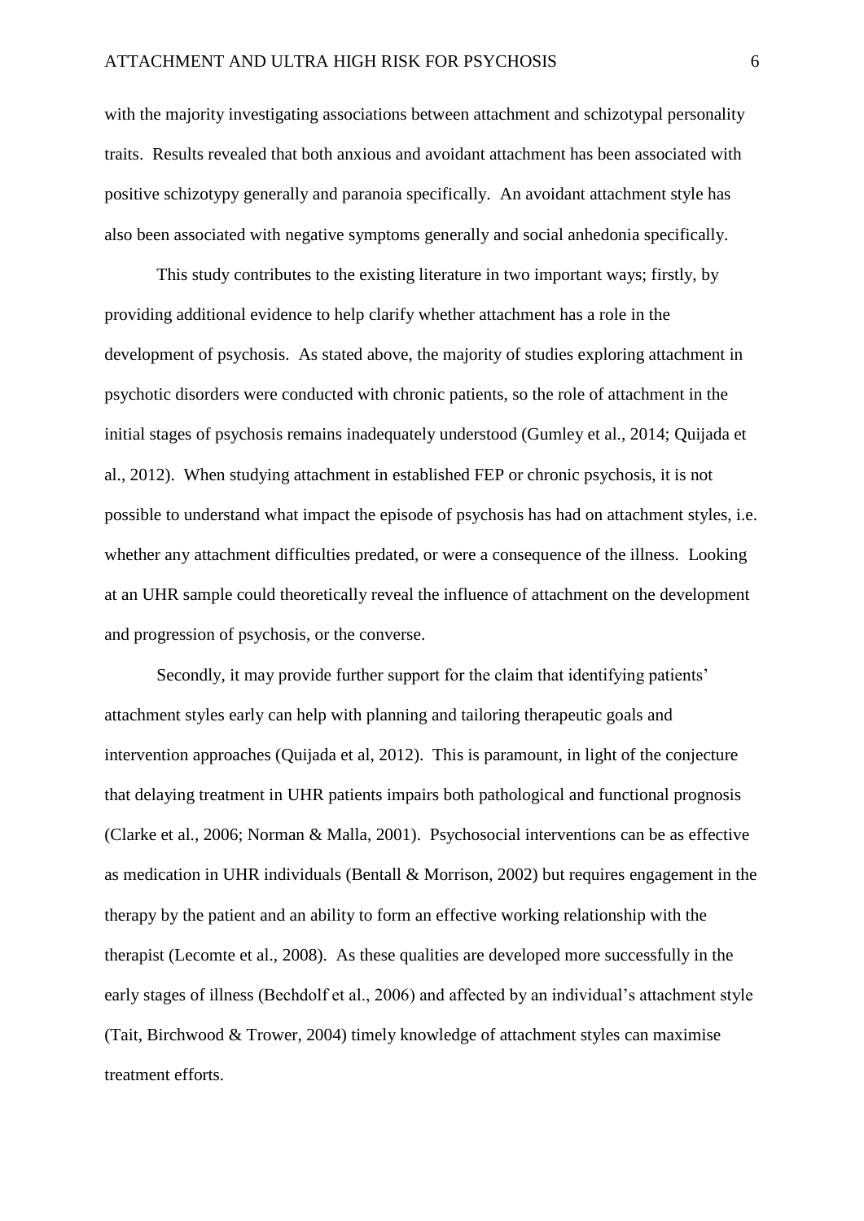with the majority investigating associations between attachment and schizotypal personality traits. Results revealed that both anxious and avoidant attachment has been associated with positive schizotypy generally and paranoia specifically. An avoidant attachment style has also been associated with negative symptoms generally and social anhedonia specifically.

This study contributes to the existing literature in two important ways; firstly, by providing additional evidence to help clarify whether attachment has a role in the development of psychosis. As stated above, the majority of studies exploring attachment in psychotic disorders were conducted with chronic patients, so the role of attachment in the initial stages of psychosis remains inadequately understood (Gumley et al., 2014; Quijada et al., 2012). When studying attachment in established FEP or chronic psychosis, it is not possible to understand what impact the episode of psychosis has had on attachment styles, i.e. whether any attachment difficulties predated, or were a consequence of the illness. Looking at an UHR sample could theoretically reveal the influence of attachment on the development and progression of psychosis, or the converse.

Secondly, it may provide further support for the claim that identifying patients' attachment styles early can help with planning and tailoring therapeutic goals and intervention approaches (Quijada et al, 2012). This is paramount, in light of the conjecture that delaying treatment in UHR patients impairs both pathological and functional prognosis (Clarke et al., 2006; Norman & Malla, 2001). Psychosocial interventions can be as effective as medication in UHR individuals (Bentall & Morrison, 2002) but requires engagement in the therapy by the patient and an ability to form an effective working relationship with the therapist (Lecomte et al., 2008). As these qualities are developed more successfully in the early stages of illness (Bechdolf et al., 2006) and affected by an individual's attachment style (Tait, Birchwood & Trower, 2004) timely knowledge of attachment styles can maximise treatment efforts.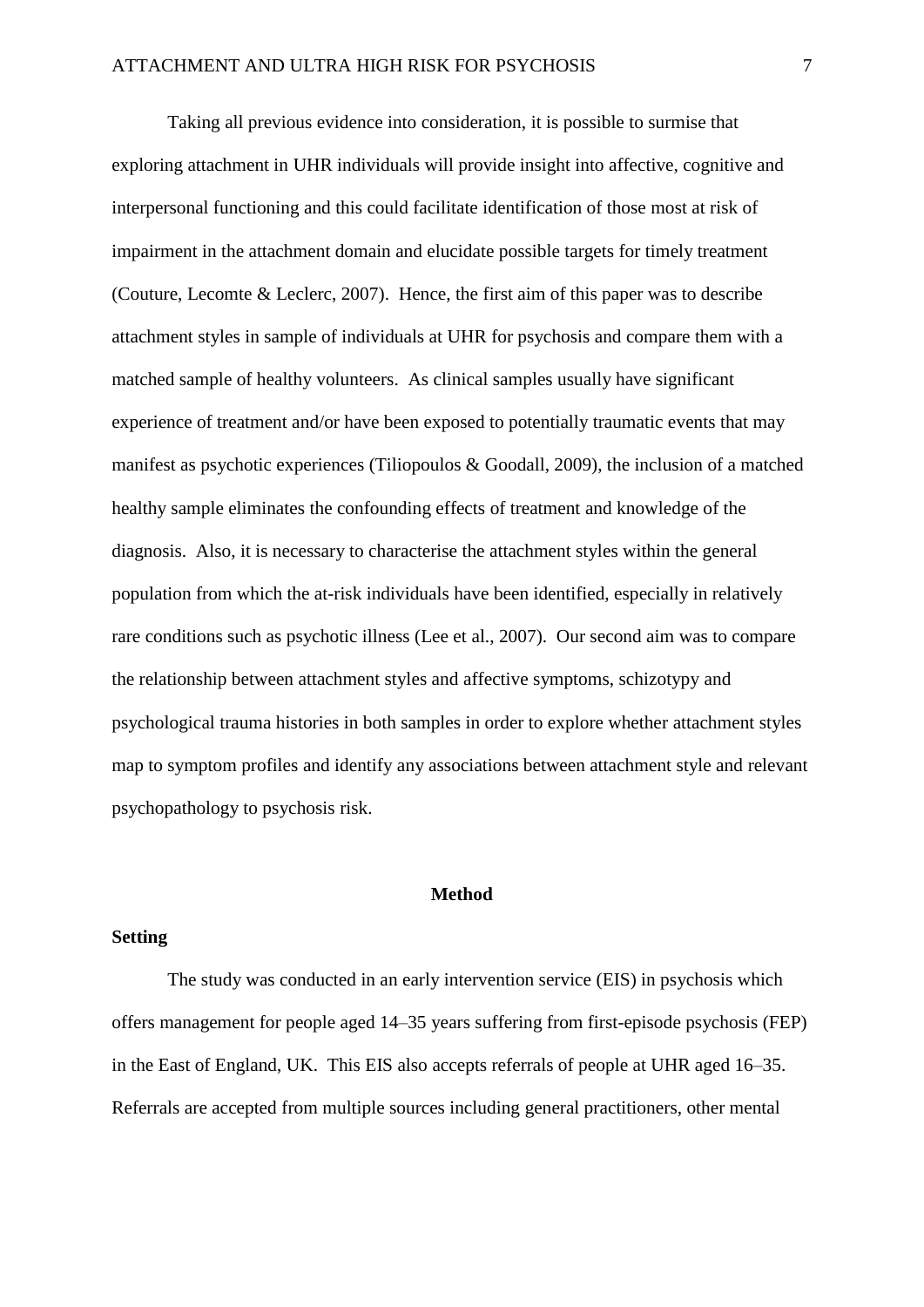Taking all previous evidence into consideration, it is possible to surmise that exploring attachment in UHR individuals will provide insight into affective, cognitive and interpersonal functioning and this could facilitate identification of those most at risk of impairment in the attachment domain and elucidate possible targets for timely treatment (Couture, Lecomte & Leclerc, 2007). Hence, the first aim of this paper was to describe attachment styles in sample of individuals at UHR for psychosis and compare them with a matched sample of healthy volunteers. As clinical samples usually have significant experience of treatment and/or have been exposed to potentially traumatic events that may manifest as psychotic experiences (Tiliopoulos & Goodall, 2009), the inclusion of a matched healthy sample eliminates the confounding effects of treatment and knowledge of the diagnosis. Also, it is necessary to characterise the attachment styles within the general population from which the at-risk individuals have been identified, especially in relatively rare conditions such as psychotic illness (Lee et al., 2007). Our second aim was to compare the relationship between attachment styles and affective symptoms, schizotypy and psychological trauma histories in both samples in order to explore whether attachment styles map to symptom profiles and identify any associations between attachment style and relevant psychopathology to psychosis risk.

## Method

### Setting

The study was conducted in an early intervention service (EIS) in psychosis which offers management for people aged 14–35 years suffering from first-episode psychosis (FEP) in the East of England, UK. This EIS also accepts referrals of people at UHR aged 16–35. Referrals are accepted from multiple sources including general practitioners, other mental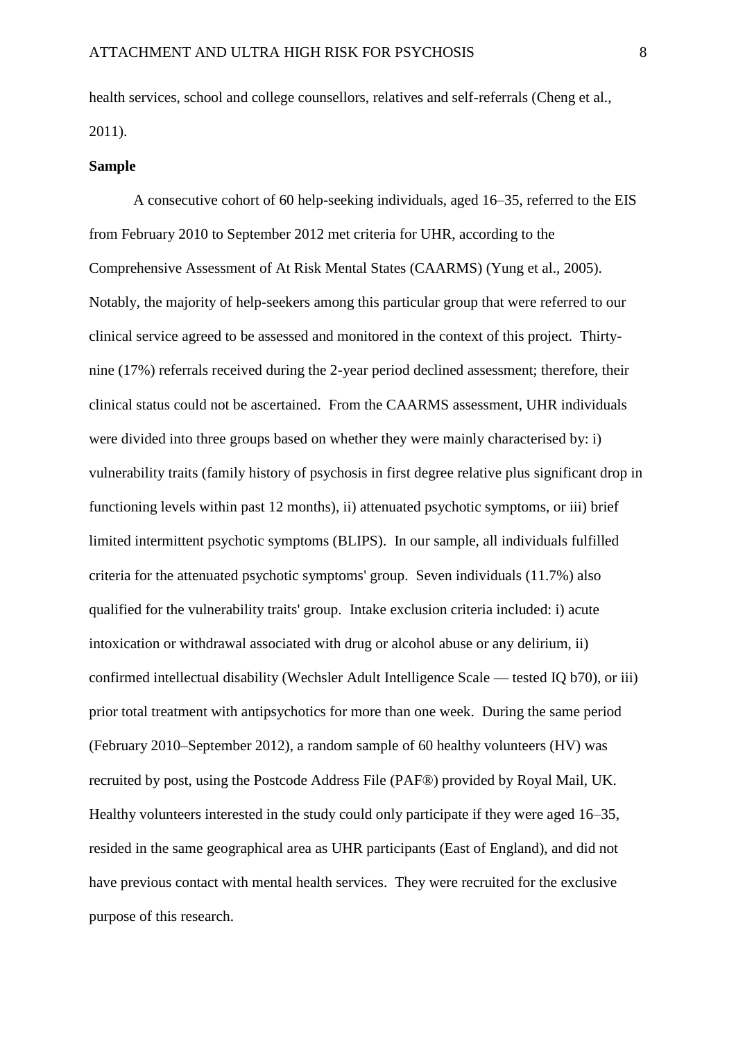health services, school and college counsellors, relatives and self-referrals (Cheng et al., 2011).

**Sample**

A consecutive cohort of 60 help-seeking individuals, aged 16–35, referred to the EIS from February 2010 to September 2012 met criteria for UHR, according to the Comprehensive Assessment of At Risk Mental States (CAARMS) (Yung et al., 2005). Notably, the majority of help-seekers among this particular group that were referred to our clinical service agreed to be assessed and monitored in the context of this project. Thirty-nine (17%) referrals received during the 2-year period declined assessment; therefore, their clinical status could not be ascertained. From the CAARMS assessment, UHR individuals were divided into three groups based on whether they were mainly characterised by: i) vulnerability traits (family history of psychosis in first degree relative plus significant drop in functioning levels within past 12 months), ii) attenuated psychotic symptoms, or iii) brief limited intermittent psychotic symptoms (BLIPS). In our sample, all individuals fulfilled criteria for the attenuated psychotic symptoms' group. Seven individuals (11.7%) also qualified for the vulnerability traits' group. Intake exclusion criteria included: i) acute intoxication or withdrawal associated with drug or alcohol abuse or any delirium, ii) confirmed intellectual disability (Wechsler Adult Intelligence Scale — tested IQ b70), or iii) prior total treatment with antipsychotics for more than one week. During the same period (February 2010–September 2012), a random sample of 60 healthy volunteers (HV) was recruited by post, using the Postcode Address File (PAF®) provided by Royal Mail, UK. Healthy volunteers interested in the study could only participate if they were aged 16–35, resided in the same geographical area as UHR participants (East of England), and did not have previous contact with mental health services. They were recruited for the exclusive purpose of this research.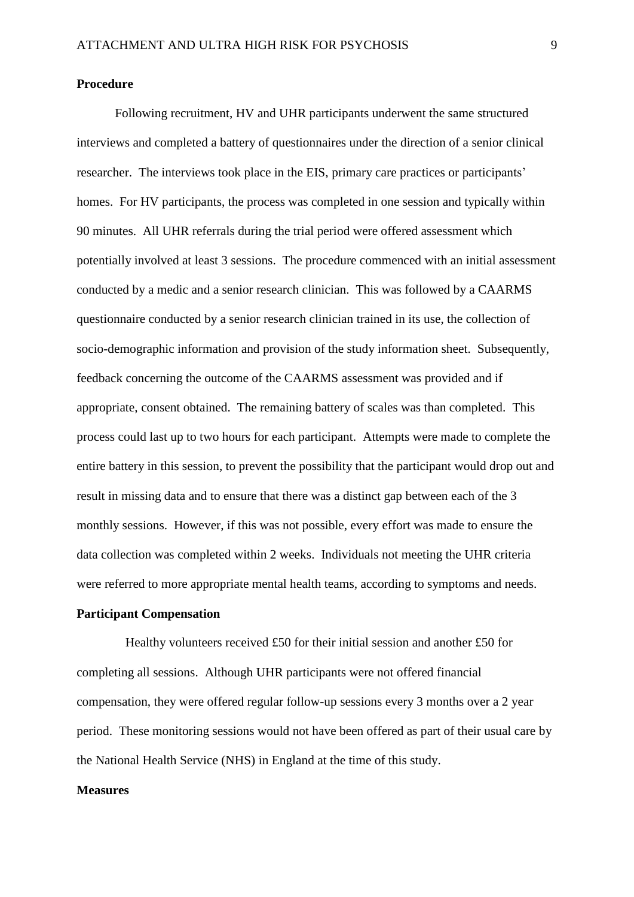**Procedure**

Following recruitment, HV and UHR participants underwent the same structured interviews and completed a battery of questionnaires under the direction of a senior clinical researcher. The interviews took place in the EIS, primary care practices or participants' homes. For HV participants, the process was completed in one session and typically within 90 minutes. All UHR referrals during the trial period were offered assessment which potentially involved at least 3 sessions. The procedure commenced with an initial assessment conducted by a medic and a senior research clinician. This was followed by a CAARMS questionnaire conducted by a senior research clinician trained in its use, the collection of socio-demographic information and provision of the study information sheet. Subsequently, feedback concerning the outcome of the CAARMS assessment was provided and if appropriate, consent obtained. The remaining battery of scales was than completed. This process could last up to two hours for each participant. Attempts were made to complete the entire battery in this session, to prevent the possibility that the participant would drop out and result in missing data and to ensure that there was a distinct gap between each of the 3 monthly sessions. However, if this was not possible, every effort was made to ensure the data collection was completed within 2 weeks. Individuals not meeting the UHR criteria were referred to more appropriate mental health teams, according to symptoms and needs.

**Participant Compensation**

Healthy volunteers received £50 for their initial session and another £50 for completing all sessions. Although UHR participants were not offered financial compensation, they were offered regular follow-up sessions every 3 months over a 2 year period. These monitoring sessions would not have been offered as part of their usual care by the National Health Service (NHS) in England at the time of this study.

**Measures**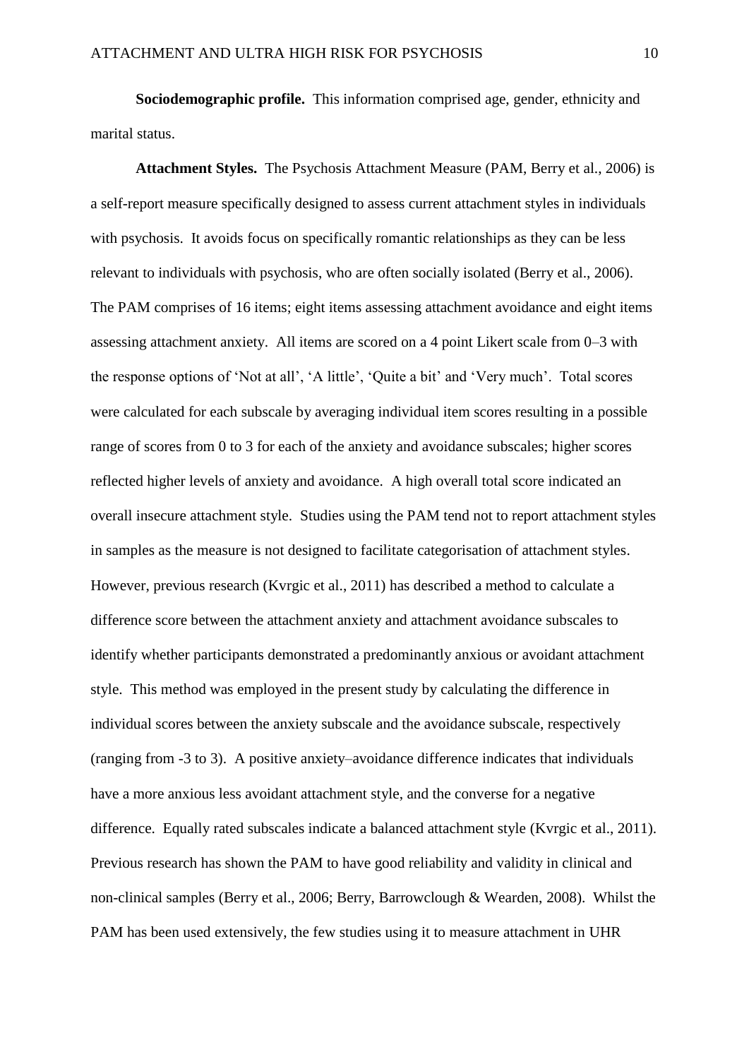**Sociodemographic profile.** This information comprised age, gender, ethnicity and marital status.

**Attachment Styles.** The Psychosis Attachment Measure (PAM, Berry et al., 2006) is a self-report measure specifically designed to assess current attachment styles in individuals with psychosis. It avoids focus on specifically romantic relationships as they can be less relevant to individuals with psychosis, who are often socially isolated (Berry et al., 2006). The PAM comprises of 16 items; eight items assessing attachment avoidance and eight items assessing attachment anxiety. All items are scored on a 4 point Likert scale from 0–3 with the response options of 'Not at all', 'A little', 'Quite a bit' and 'Very much'. Total scores were calculated for each subscale by averaging individual item scores resulting in a possible range of scores from 0 to 3 for each of the anxiety and avoidance subscales; higher scores reflected higher levels of anxiety and avoidance. A high overall total score indicated an overall insecure attachment style. Studies using the PAM tend not to report attachment styles in samples as the measure is not designed to facilitate categorisation of attachment styles. However, previous research (Kvrgic et al., 2011) has described a method to calculate a difference score between the attachment anxiety and attachment avoidance subscales to identify whether participants demonstrated a predominantly anxious or avoidant attachment style. This method was employed in the present study by calculating the difference in individual scores between the anxiety subscale and the avoidance subscale, respectively (ranging from -3 to 3). A positive anxiety–avoidance difference indicates that individuals have a more anxious less avoidant attachment style, and the converse for a negative difference. Equally rated subscales indicate a balanced attachment style (Kvrgic et al., 2011). Previous research has shown the PAM to have good reliability and validity in clinical and non-clinical samples (Berry et al., 2006; Berry, Barrowclough & Wearden, 2008). Whilst the PAM has been used extensively, the few studies using it to measure attachment in UHR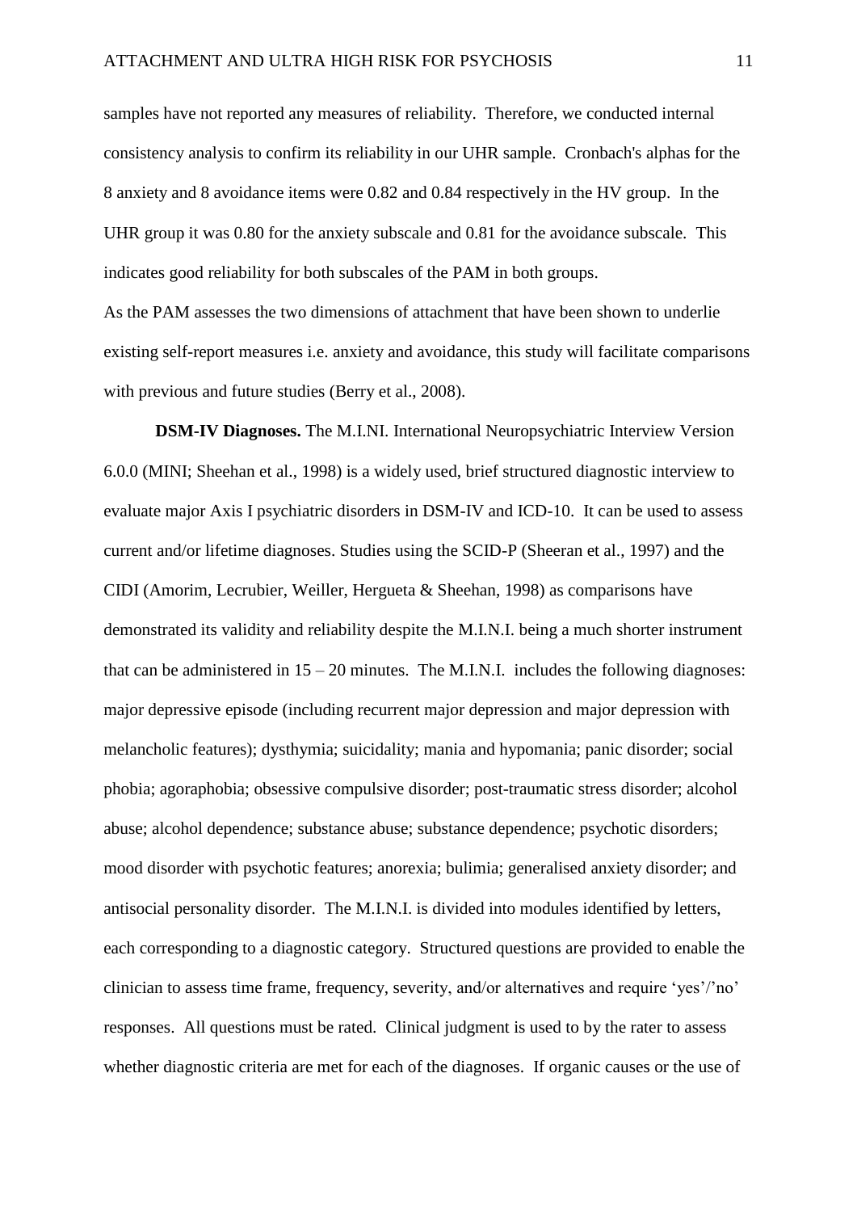samples have not reported any measures of reliability. Therefore, we conducted internal consistency analysis to confirm its reliability in our UHR sample. Cronbach's alphas for the 8 anxiety and 8 avoidance items were 0.82 and 0.84 respectively in the HV group. In the UHR group it was 0.80 for the anxiety subscale and 0.81 for the avoidance subscale. This indicates good reliability for both subscales of the PAM in both groups.

As the PAM assesses the two dimensions of attachment that have been shown to underlie existing self-report measures i.e. anxiety and avoidance, this study will facilitate comparisons with previous and future studies (Berry et al., 2008).

**DSM-IV Diagnoses.** The M.I.NI. International Neuropsychiatric Interview Version 6.0.0 (MINI; Sheehan et al., 1998) is a widely used, brief structured diagnostic interview to evaluate major Axis I psychiatric disorders in DSM-IV and ICD-10. It can be used to assess current and/or lifetime diagnoses. Studies using the SCID-P (Sheeran et al., 1997) and the CIDI (Amorim, Lecrubier, Weiller, Hergueta & Sheehan, 1998) as comparisons have demonstrated its validity and reliability despite the M.I.N.I. being a much shorter instrument that can be administered in 15 – 20 minutes. The M.I.N.I. includes the following diagnoses: major depressive episode (including recurrent major depression and major depression with melancholic features); dysthymia; suicidality; mania and hypomania; panic disorder; social phobia; agoraphobia; obsessive compulsive disorder; post-traumatic stress disorder; alcohol abuse; alcohol dependence; substance abuse; substance dependence; psychotic disorders; mood disorder with psychotic features; anorexia; bulimia; generalised anxiety disorder; and antisocial personality disorder. The M.I.N.I. is divided into modules identified by letters, each corresponding to a diagnostic category. Structured questions are provided to enable the clinician to assess time frame, frequency, severity, and/or alternatives and require 'yes'/'no' responses. All questions must be rated. Clinical judgment is used to by the rater to assess whether diagnostic criteria are met for each of the diagnoses. If organic causes or the use of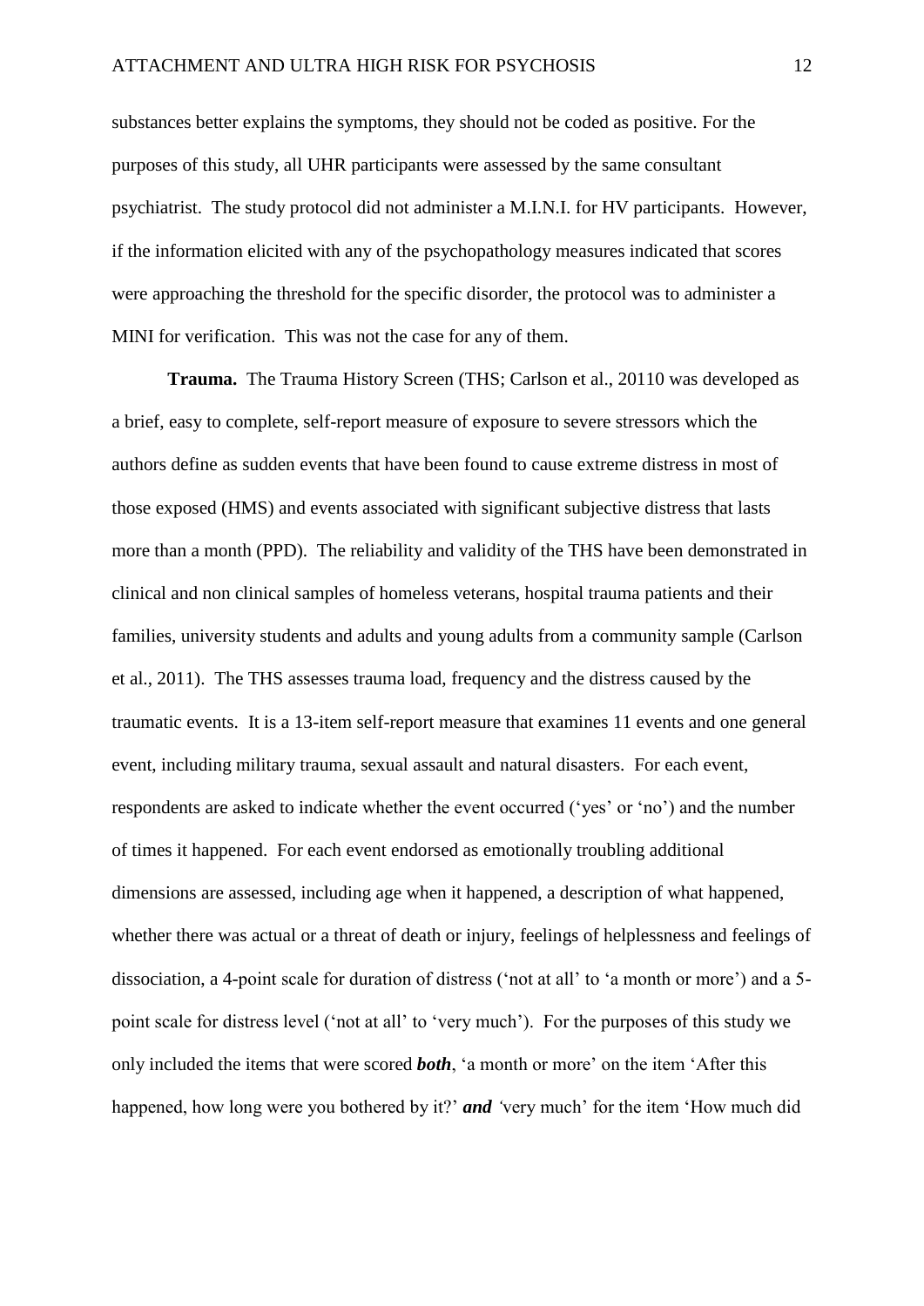substances better explains the symptoms, they should not be coded as positive. For the purposes of this study, all UHR participants were assessed by the same consultant psychiatrist. The study protocol did not administer a M.I.N.I. for HV participants. However, if the information elicited with any of the psychopathology measures indicated that scores were approaching the threshold for the specific disorder, the protocol was to administer a MINI for verification. This was not the case for any of them.

**Trauma.** The Trauma History Screen (THS; Carlson et al., 20110 was developed as a brief, easy to complete, self-report measure of exposure to severe stressors which the authors define as sudden events that have been found to cause extreme distress in most of those exposed (HMS) and events associated with significant subjective distress that lasts more than a month (PPD). The reliability and validity of the THS have been demonstrated in clinical and non clinical samples of homeless veterans, hospital trauma patients and their families, university students and adults and young adults from a community sample (Carlson et al., 2011). The THS assesses trauma load, frequency and the distress caused by the traumatic events. It is a 13-item self-report measure that examines 11 events and one general event, including military trauma, sexual assault and natural disasters. For each event, respondents are asked to indicate whether the event occurred ('yes' or 'no') and the number of times it happened. For each event endorsed as emotionally troubling additional dimensions are assessed, including age when it happened, a description of what happened, whether there was actual or a threat of death or injury, feelings of helplessness and feelings of dissociation, a 4-point scale for duration of distress ('not at all' to 'a month or more') and a 5-point scale for distress level ('not at all' to 'very much'). For the purposes of this study we only included the items that were scored ***both***, 'a month or more' on the item 'After this happened, how long were you bothered by it?' ***and*** 'very much' for the item 'How much did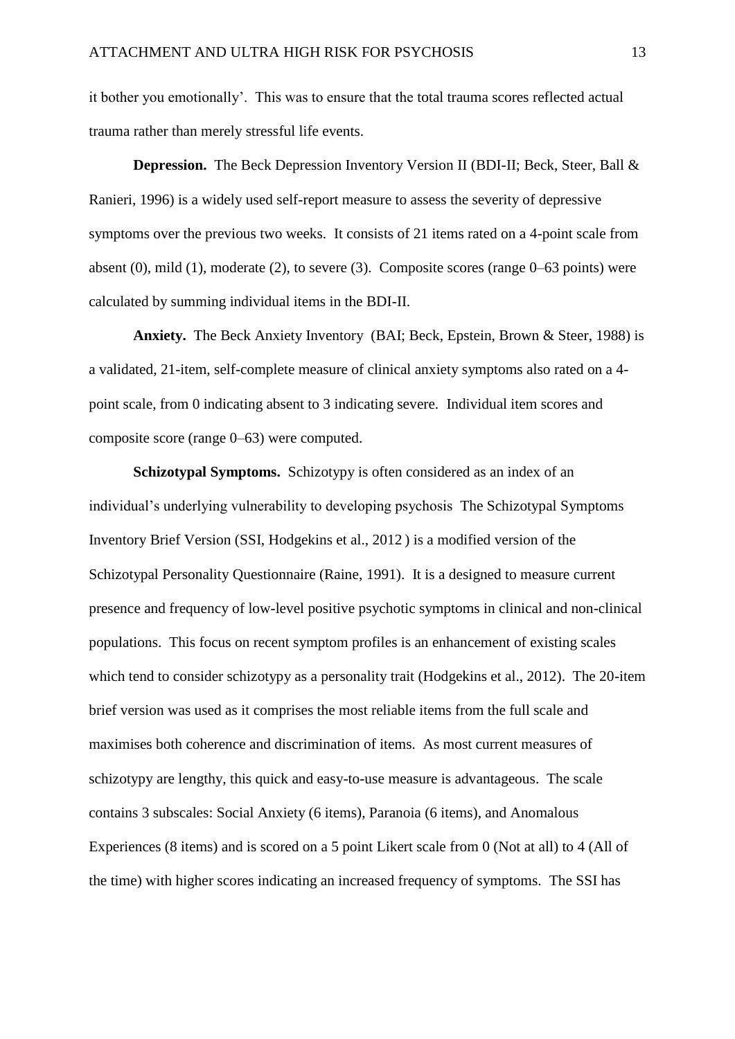it bother you emotionally'. This was to ensure that the total trauma scores reflected actual trauma rather than merely stressful life events.

**Depression.** The Beck Depression Inventory Version II (BDI-II; Beck, Steer, Ball & Ranieri, 1996) is a widely used self-report measure to assess the severity of depressive symptoms over the previous two weeks. It consists of 21 items rated on a 4-point scale from absent (0), mild (1), moderate (2), to severe (3). Composite scores (range 0–63 points) were calculated by summing individual items in the BDI-II.

**Anxiety.** The Beck Anxiety Inventory (BAI; Beck, Epstein, Brown & Steer, 1988) is a validated, 21-item, self-complete measure of clinical anxiety symptoms also rated on a 4-point scale, from 0 indicating absent to 3 indicating severe. Individual item scores and composite score (range 0–63) were computed.

**Schizotypal Symptoms.** Schizotypy is often considered as an index of an individual's underlying vulnerability to developing psychosis The Schizotypal Symptoms Inventory Brief Version (SSI, Hodgekins et al., 2012 ) is a modified version of the Schizotypal Personality Questionnaire (Raine, 1991). It is a designed to measure current presence and frequency of low-level positive psychotic symptoms in clinical and non-clinical populations. This focus on recent symptom profiles is an enhancement of existing scales which tend to consider schizotypy as a personality trait (Hodgekins et al., 2012). The 20-item brief version was used as it comprises the most reliable items from the full scale and maximises both coherence and discrimination of items. As most current measures of schizotypy are lengthy, this quick and easy-to-use measure is advantageous. The scale contains 3 subscales: Social Anxiety (6 items), Paranoia (6 items), and Anomalous Experiences (8 items) and is scored on a 5 point Likert scale from 0 (Not at all) to 4 (All of the time) with higher scores indicating an increased frequency of symptoms. The SSI has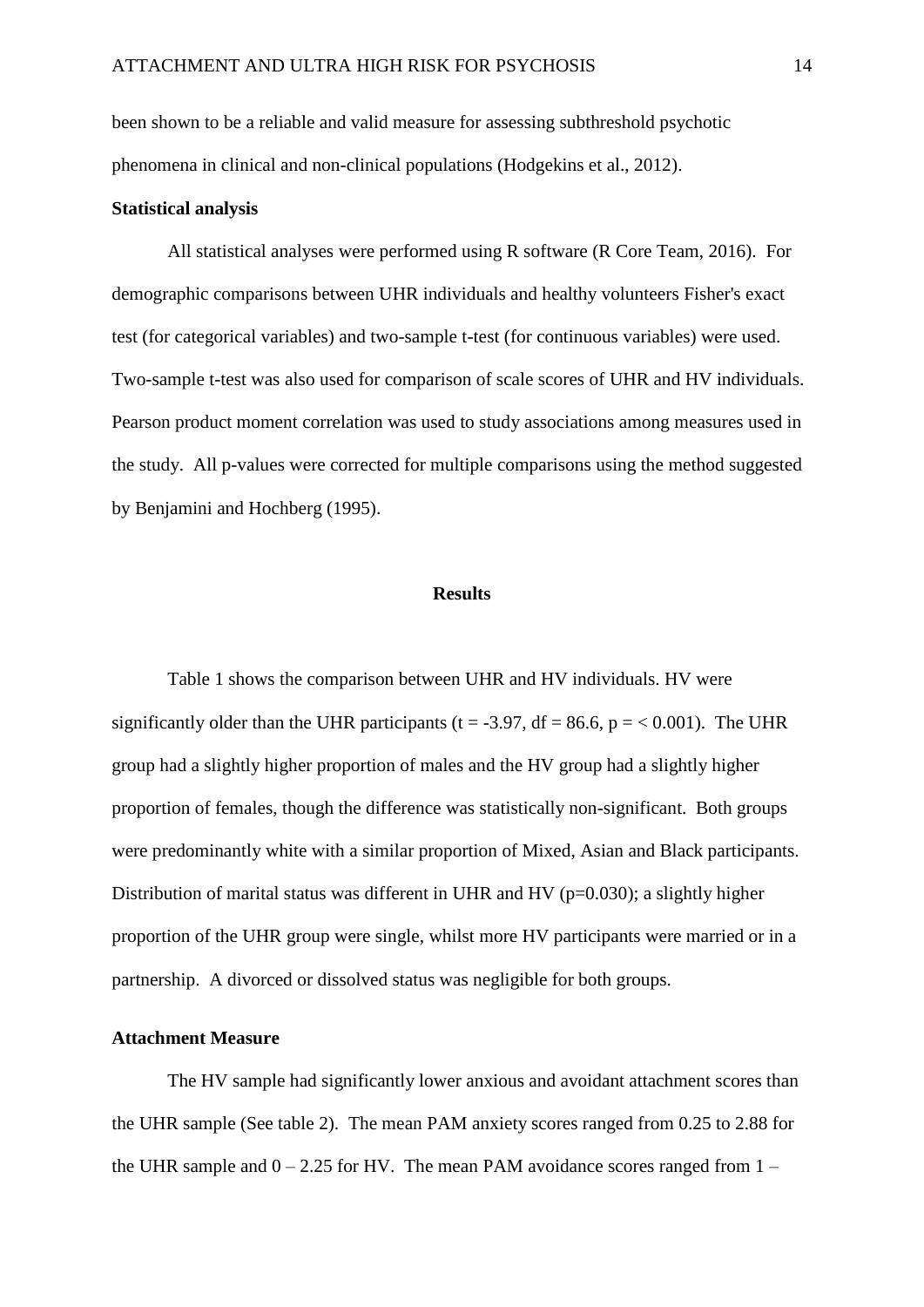been shown to be a reliable and valid measure for assessing subthreshold psychotic phenomena in clinical and non-clinical populations (Hodgekins et al., 2012).

**Statistical analysis**

All statistical analyses were performed using R software (R Core Team, 2016). For demographic comparisons between UHR individuals and healthy volunteers Fisher's exact test (for categorical variables) and two-sample t-test (for continuous variables) were used. Two-sample t-test was also used for comparison of scale scores of UHR and HV individuals. Pearson product moment correlation was used to study associations among measures used in the study. All p-values were corrected for multiple comparisons using the method suggested by Benjamini and Hochberg (1995).

## Results

Table 1 shows the comparison between UHR and HV individuals. HV were significantly older than the UHR participants ($t = -3.97$, $df = 86.6$, $p = < 0.001$). The UHR group had a slightly higher proportion of males and the HV group had a slightly higher proportion of females, though the difference was statistically non-significant. Both groups were predominantly white with a similar proportion of Mixed, Asian and Black participants. Distribution of marital status was different in UHR and HV ($p=0.030$); a slightly higher proportion of the UHR group were single, whilst more HV participants were married or in a partnership. A divorced or dissolved status was negligible for both groups.

**Attachment Measure**

The HV sample had significantly lower anxious and avoidant attachment scores than the UHR sample (See table 2). The mean PAM anxiety scores ranged from 0.25 to 2.88 for the UHR sample and 0 – 2.25 for HV. The mean PAM avoidance scores ranged from 1 –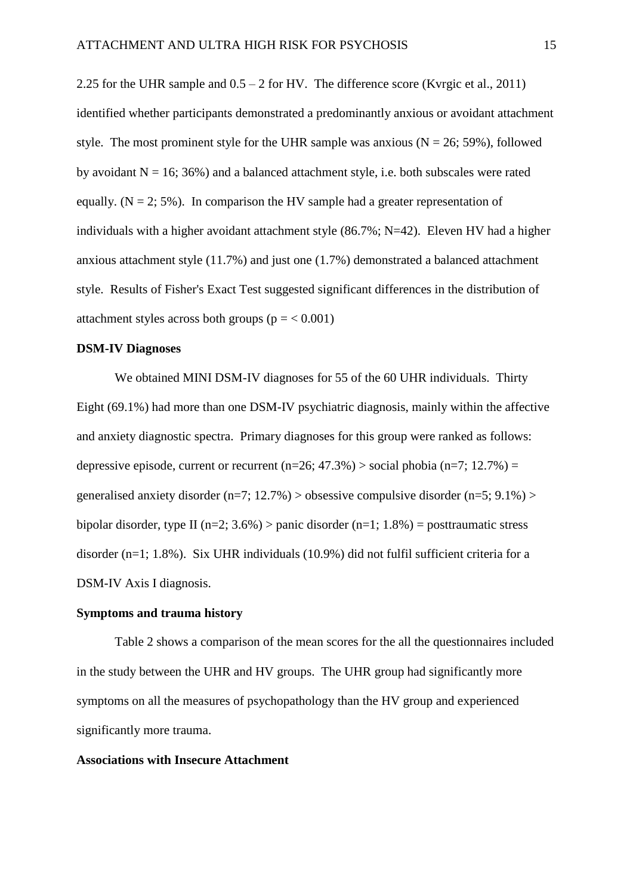2.25 for the UHR sample and 0.5 – 2 for HV. The difference score (Kvrgic et al., 2011) identified whether participants demonstrated a predominantly anxious or avoidant attachment style. The most prominent style for the UHR sample was anxious (N = 26; 59%), followed by avoidant N = 16; 36%) and a balanced attachment style, i.e. both subscales were rated equally. (N = 2; 5%). In comparison the HV sample had a greater representation of individuals with a higher avoidant attachment style (86.7%; N=42). Eleven HV had a higher anxious attachment style (11.7%) and just one (1.7%) demonstrated a balanced attachment style. Results of Fisher's Exact Test suggested significant differences in the distribution of attachment styles across both groups ($p = < 0.001$)

### DSM-IV Diagnoses

We obtained MINI DSM-IV diagnoses for 55 of the 60 UHR individuals. Thirty Eight (69.1%) had more than one DSM-IV psychiatric diagnosis, mainly within the affective and anxiety diagnostic spectra. Primary diagnoses for this group were ranked as follows: depressive episode, current or recurrent (n=26; 47.3%) > social phobia (n=7; 12.7%) = generalised anxiety disorder (n=7; 12.7%) > obsessive compulsive disorder (n=5; 9.1%) > bipolar disorder, type II (n=2; 3.6%) > panic disorder (n=1; 1.8%) = posttraumatic stress disorder (n=1; 1.8%). Six UHR individuals (10.9%) did not fulfil sufficient criteria for a DSM-IV Axis I diagnosis.

### Symptoms and trauma history

Table 2 shows a comparison of the mean scores for the all the questionnaires included in the study between the UHR and HV groups. The UHR group had significantly more symptoms on all the measures of psychopathology than the HV group and experienced significantly more trauma.

### Associations with Insecure Attachment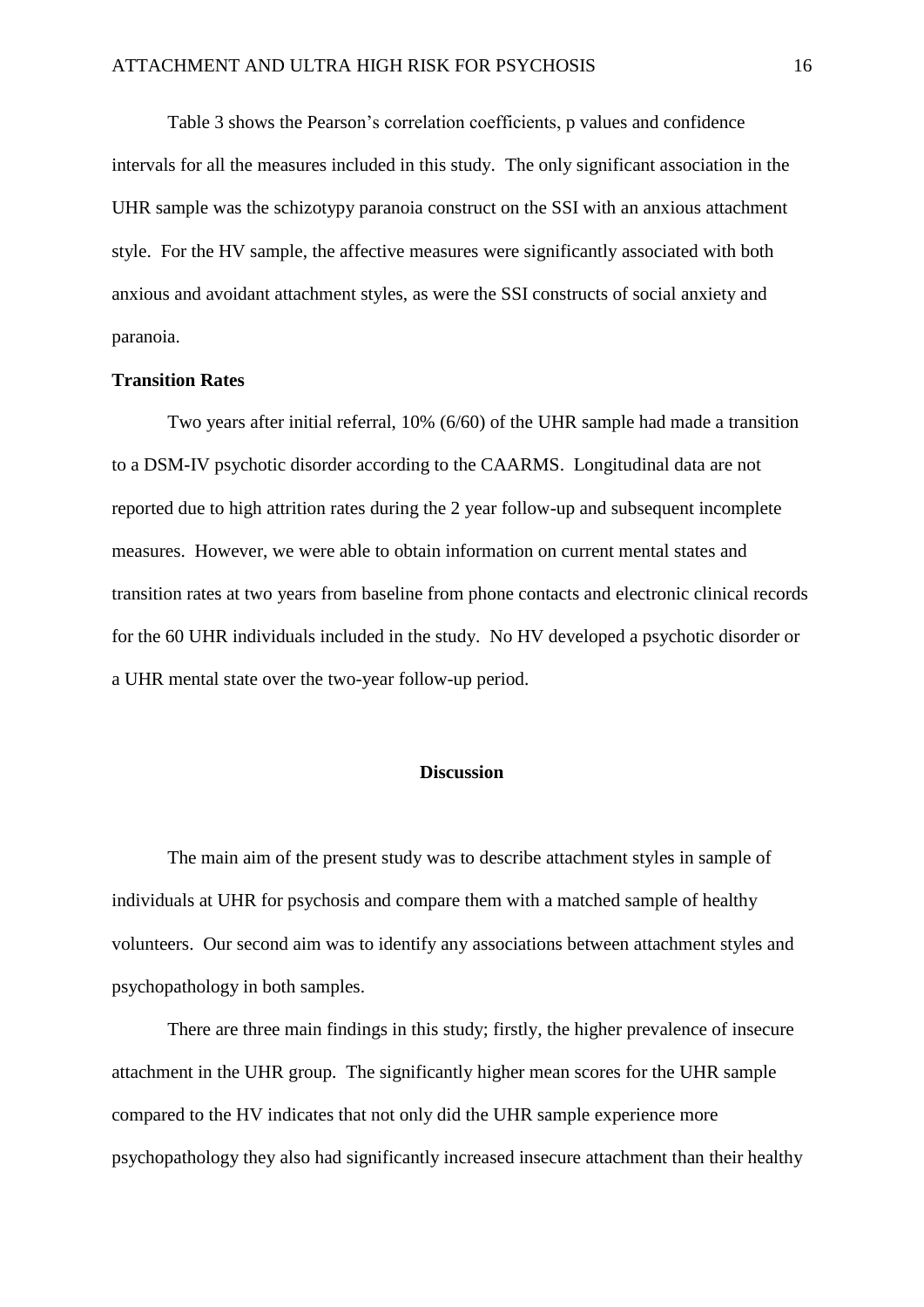Table 3 shows the Pearson's correlation coefficients, p values and confidence intervals for all the measures included in this study. The only significant association in the UHR sample was the schizotypy paranoia construct on the SSI with an anxious attachment style. For the HV sample, the affective measures were significantly associated with both anxious and avoidant attachment styles, as were the SSI constructs of social anxiety and paranoia.

**Transition Rates**

Two years after initial referral, 10% (6/60) of the UHR sample had made a transition to a DSM-IV psychotic disorder according to the CAARMS. Longitudinal data are not reported due to high attrition rates during the 2 year follow-up and subsequent incomplete measures. However, we were able to obtain information on current mental states and transition rates at two years from baseline from phone contacts and electronic clinical records for the 60 UHR individuals included in the study. No HV developed a psychotic disorder or a UHR mental state over the two-year follow-up period.

## Discussion

The main aim of the present study was to describe attachment styles in sample of individuals at UHR for psychosis and compare them with a matched sample of healthy volunteers. Our second aim was to identify any associations between attachment styles and psychopathology in both samples.

There are three main findings in this study; firstly, the higher prevalence of insecure attachment in the UHR group. The significantly higher mean scores for the UHR sample compared to the HV indicates that not only did the UHR sample experience more psychopathology they also had significantly increased insecure attachment than their healthy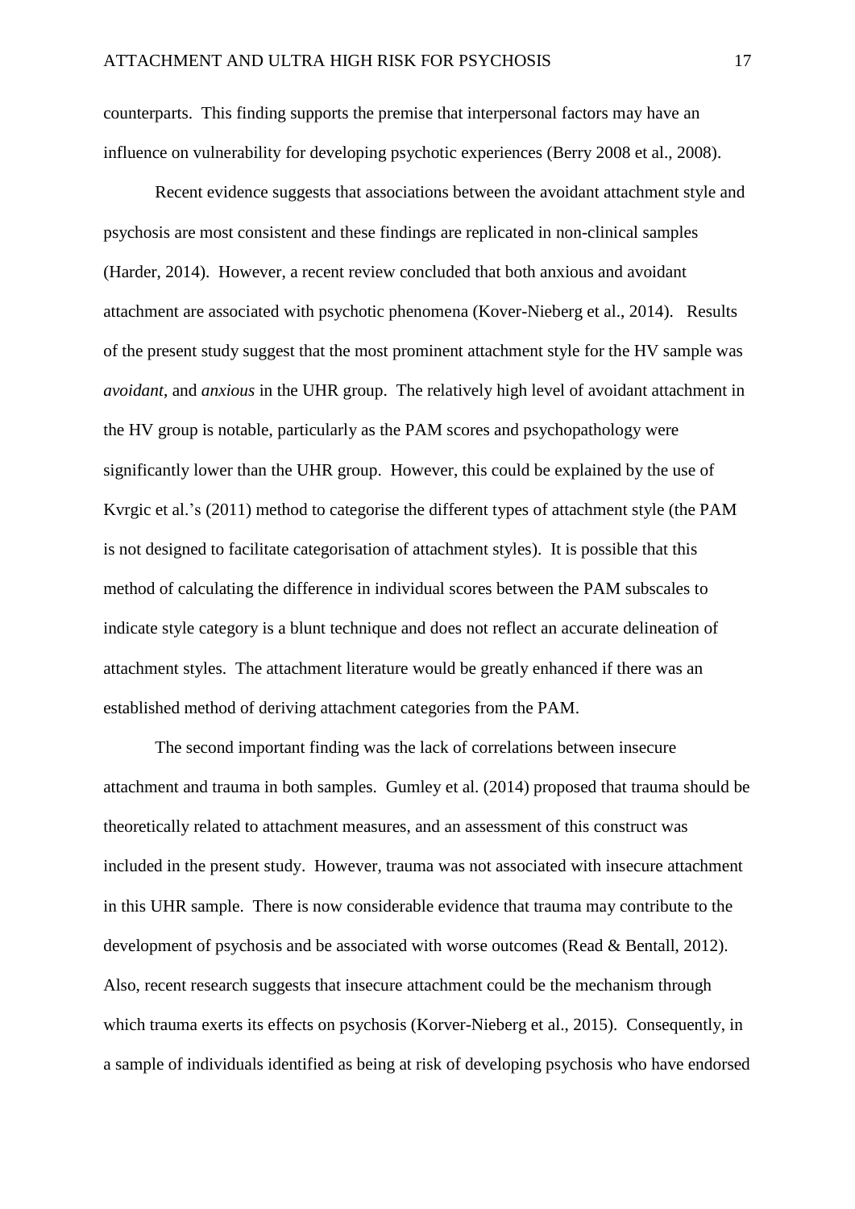counterparts. This finding supports the premise that interpersonal factors may have an influence on vulnerability for developing psychotic experiences (Berry 2008 et al., 2008).

Recent evidence suggests that associations between the avoidant attachment style and psychosis are most consistent and these findings are replicated in non-clinical samples (Harder, 2014). However, a recent review concluded that both anxious and avoidant attachment are associated with psychotic phenomena (Kover-Nieberg et al., 2014). Results of the present study suggest that the most prominent attachment style for the HV sample was *avoidant*, and *anxious* in the UHR group. The relatively high level of avoidant attachment in the HV group is notable, particularly as the PAM scores and psychopathology were significantly lower than the UHR group. However, this could be explained by the use of Kvrgic et al.'s (2011) method to categorise the different types of attachment style (the PAM is not designed to facilitate categorisation of attachment styles). It is possible that this method of calculating the difference in individual scores between the PAM subscales to indicate style category is a blunt technique and does not reflect an accurate delineation of attachment styles. The attachment literature would be greatly enhanced if there was an established method of deriving attachment categories from the PAM.

The second important finding was the lack of correlations between insecure attachment and trauma in both samples. Gumley et al. (2014) proposed that trauma should be theoretically related to attachment measures, and an assessment of this construct was included in the present study. However, trauma was not associated with insecure attachment in this UHR sample. There is now considerable evidence that trauma may contribute to the development of psychosis and be associated with worse outcomes (Read & Bentall, 2012). Also, recent research suggests that insecure attachment could be the mechanism through which trauma exerts its effects on psychosis (Korver-Nieberg et al., 2015). Consequently, in a sample of individuals identified as being at risk of developing psychosis who have endorsed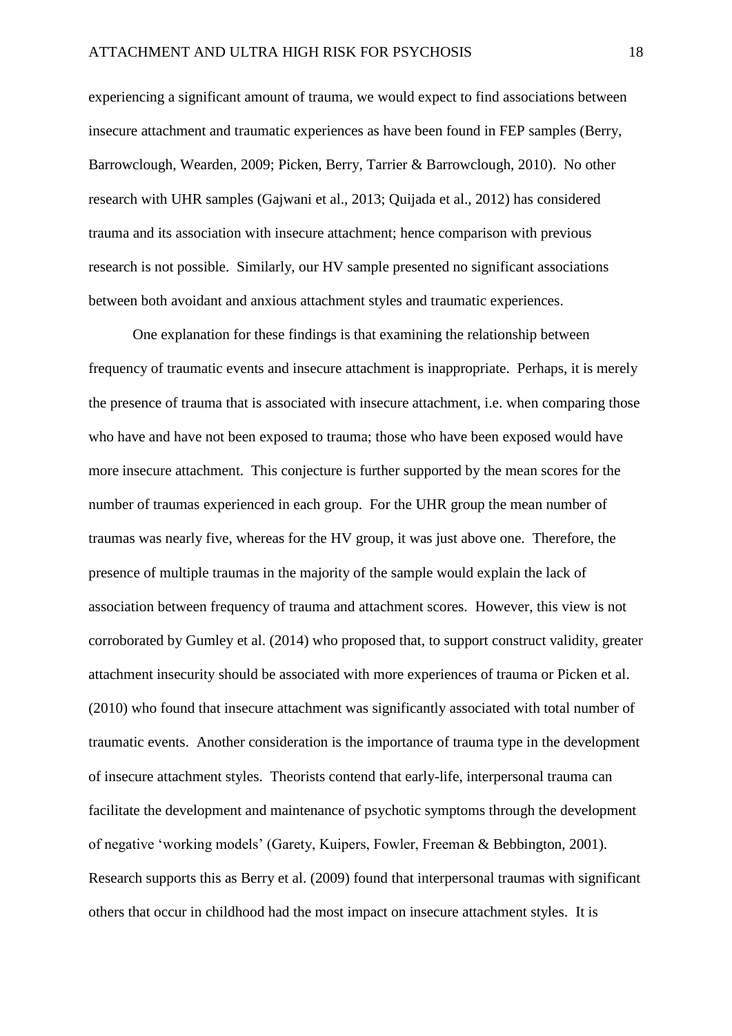experiencing a significant amount of trauma, we would expect to find associations between insecure attachment and traumatic experiences as have been found in FEP samples (Berry, Barrowclough, Wearden, 2009; Picken, Berry, Tarrier & Barrowclough, 2010). No other research with UHR samples (Gajwani et al., 2013; Quijada et al., 2012) has considered trauma and its association with insecure attachment; hence comparison with previous research is not possible. Similarly, our HV sample presented no significant associations between both avoidant and anxious attachment styles and traumatic experiences.

One explanation for these findings is that examining the relationship between frequency of traumatic events and insecure attachment is inappropriate. Perhaps, it is merely the presence of trauma that is associated with insecure attachment, i.e. when comparing those who have and have not been exposed to trauma; those who have been exposed would have more insecure attachment. This conjecture is further supported by the mean scores for the number of traumas experienced in each group. For the UHR group the mean number of traumas was nearly five, whereas for the HV group, it was just above one. Therefore, the presence of multiple traumas in the majority of the sample would explain the lack of association between frequency of trauma and attachment scores. However, this view is not corroborated by Gumley et al. (2014) who proposed that, to support construct validity, greater attachment insecurity should be associated with more experiences of trauma or Picken et al. (2010) who found that insecure attachment was significantly associated with total number of traumatic events. Another consideration is the importance of trauma type in the development of insecure attachment styles. Theorists contend that early-life, interpersonal trauma can facilitate the development and maintenance of psychotic symptoms through the development of negative 'working models' (Garety, Kuipers, Fowler, Freeman & Bebbington, 2001). Research supports this as Berry et al. (2009) found that interpersonal traumas with significant others that occur in childhood had the most impact on insecure attachment styles. It is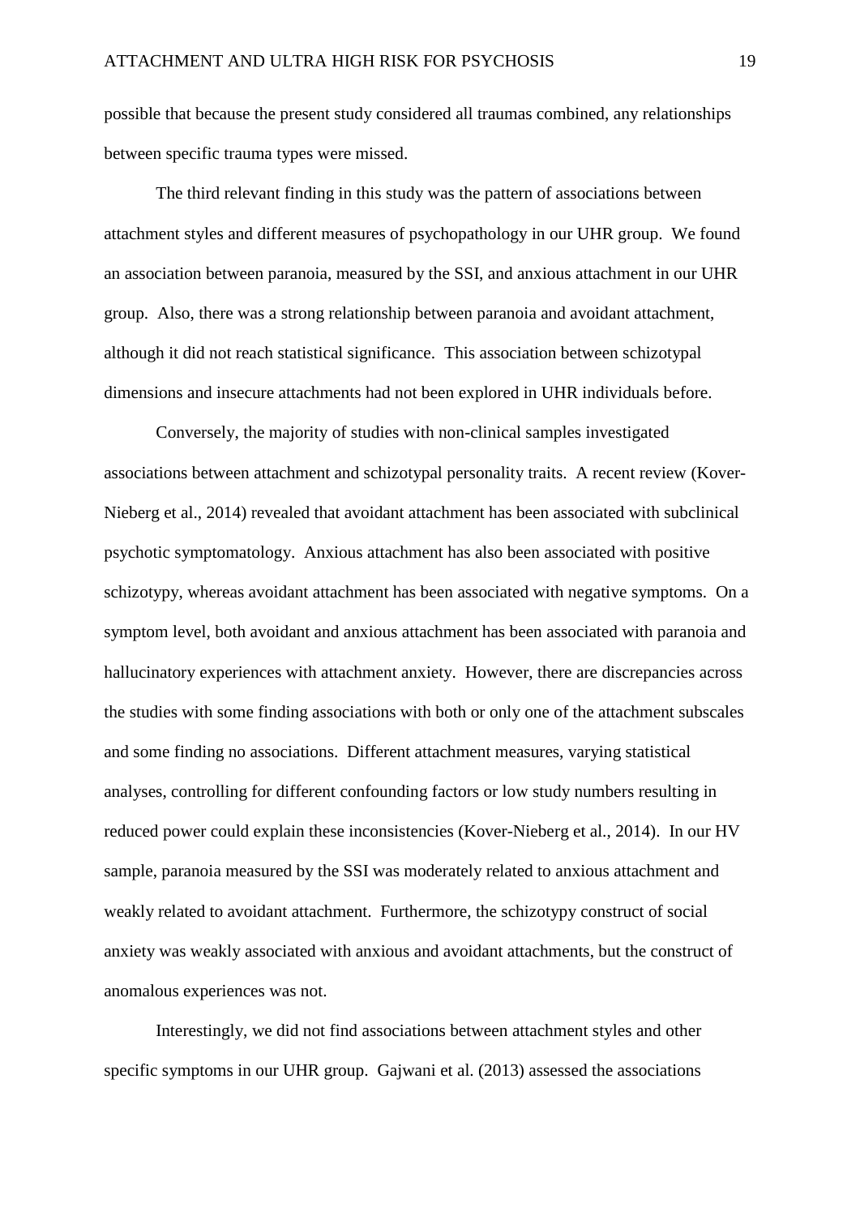possible that because the present study considered all traumas combined, any relationships between specific trauma types were missed.

The third relevant finding in this study was the pattern of associations between attachment styles and different measures of psychopathology in our UHR group. We found an association between paranoia, measured by the SSI, and anxious attachment in our UHR group. Also, there was a strong relationship between paranoia and avoidant attachment, although it did not reach statistical significance. This association between schizotypal dimensions and insecure attachments had not been explored in UHR individuals before.

Conversely, the majority of studies with non-clinical samples investigated associations between attachment and schizotypal personality traits. A recent review (Kover-Nieberg et al., 2014) revealed that avoidant attachment has been associated with subclinical psychotic symptomatology. Anxious attachment has also been associated with positive schizotypy, whereas avoidant attachment has been associated with negative symptoms. On a symptom level, both avoidant and anxious attachment has been associated with paranoia and hallucinatory experiences with attachment anxiety. However, there are discrepancies across the studies with some finding associations with both or only one of the attachment subscales and some finding no associations. Different attachment measures, varying statistical analyses, controlling for different confounding factors or low study numbers resulting in reduced power could explain these inconsistencies (Kover-Nieberg et al., 2014). In our HV sample, paranoia measured by the SSI was moderately related to anxious attachment and weakly related to avoidant attachment. Furthermore, the schizotypy construct of social anxiety was weakly associated with anxious and avoidant attachments, but the construct of anomalous experiences was not.

Interestingly, we did not find associations between attachment styles and other specific symptoms in our UHR group. Gajwani et al. (2013) assessed the associations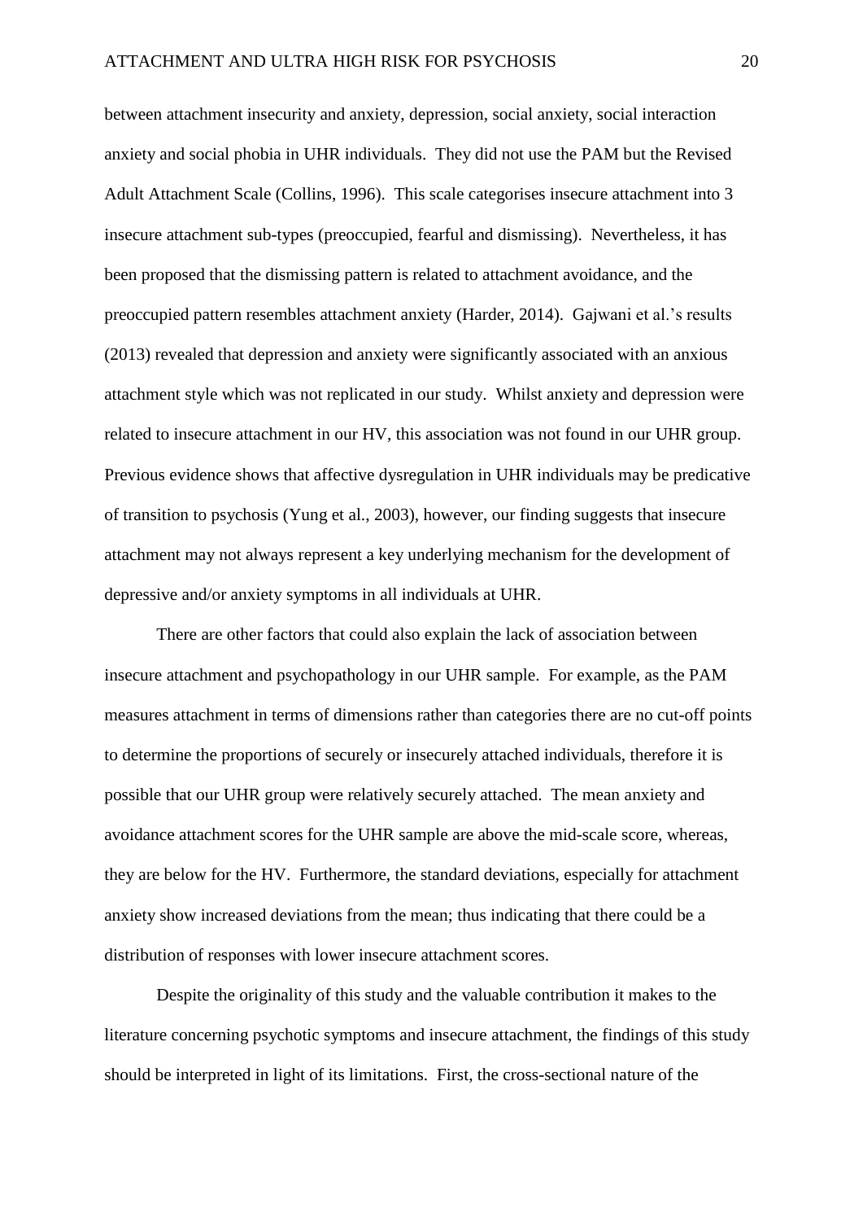between attachment insecurity and anxiety, depression, social anxiety, social interaction anxiety and social phobia in UHR individuals. They did not use the PAM but the Revised Adult Attachment Scale (Collins, 1996). This scale categorises insecure attachment into 3 insecure attachment sub-types (preoccupied, fearful and dismissing). Nevertheless, it has been proposed that the dismissing pattern is related to attachment avoidance, and the preoccupied pattern resembles attachment anxiety (Harder, 2014). Gajwani et al.'s results (2013) revealed that depression and anxiety were significantly associated with an anxious attachment style which was not replicated in our study. Whilst anxiety and depression were related to insecure attachment in our HV, this association was not found in our UHR group. Previous evidence shows that affective dysregulation in UHR individuals may be predicative of transition to psychosis (Yung et al., 2003), however, our finding suggests that insecure attachment may not always represent a key underlying mechanism for the development of depressive and/or anxiety symptoms in all individuals at UHR.

There are other factors that could also explain the lack of association between insecure attachment and psychopathology in our UHR sample. For example, as the PAM measures attachment in terms of dimensions rather than categories there are no cut-off points to determine the proportions of securely or insecurely attached individuals, therefore it is possible that our UHR group were relatively securely attached. The mean anxiety and avoidance attachment scores for the UHR sample are above the mid-scale score, whereas, they are below for the HV. Furthermore, the standard deviations, especially for attachment anxiety show increased deviations from the mean; thus indicating that there could be a distribution of responses with lower insecure attachment scores.

Despite the originality of this study and the valuable contribution it makes to the literature concerning psychotic symptoms and insecure attachment, the findings of this study should be interpreted in light of its limitations. First, the cross-sectional nature of the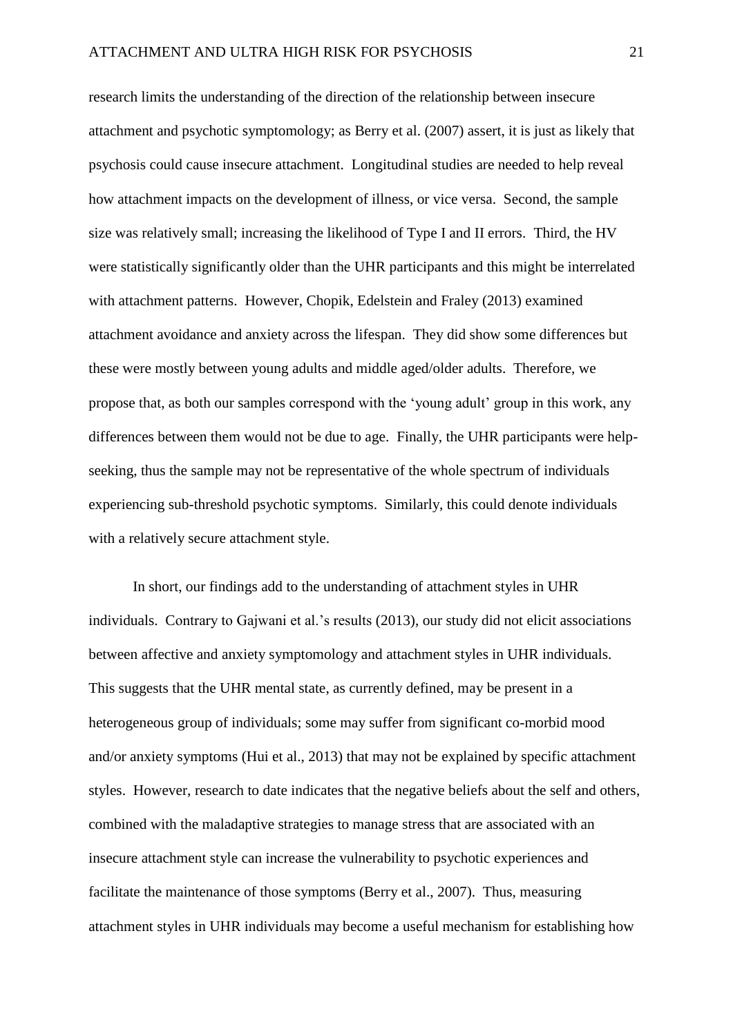research limits the understanding of the direction of the relationship between insecure attachment and psychotic symptomology; as Berry et al. (2007) assert, it is just as likely that psychosis could cause insecure attachment. Longitudinal studies are needed to help reveal how attachment impacts on the development of illness, or vice versa. Second, the sample size was relatively small; increasing the likelihood of Type I and II errors. Third, the HV were statistically significantly older than the UHR participants and this might be interrelated with attachment patterns. However, Chopik, Edelstein and Fraley (2013) examined attachment avoidance and anxiety across the lifespan. They did show some differences but these were mostly between young adults and middle aged/older adults. Therefore, we propose that, as both our samples correspond with the 'young adult' group in this work, any differences between them would not be due to age. Finally, the UHR participants were help-seeking, thus the sample may not be representative of the whole spectrum of individuals experiencing sub-threshold psychotic symptoms. Similarly, this could denote individuals with a relatively secure attachment style.

In short, our findings add to the understanding of attachment styles in UHR individuals. Contrary to Gajwani et al.'s results (2013), our study did not elicit associations between affective and anxiety symptomology and attachment styles in UHR individuals. This suggests that the UHR mental state, as currently defined, may be present in a heterogeneous group of individuals; some may suffer from significant co-morbid mood and/or anxiety symptoms (Hui et al., 2013) that may not be explained by specific attachment styles. However, research to date indicates that the negative beliefs about the self and others, combined with the maladaptive strategies to manage stress that are associated with an insecure attachment style can increase the vulnerability to psychotic experiences and facilitate the maintenance of those symptoms (Berry et al., 2007). Thus, measuring attachment styles in UHR individuals may become a useful mechanism for establishing how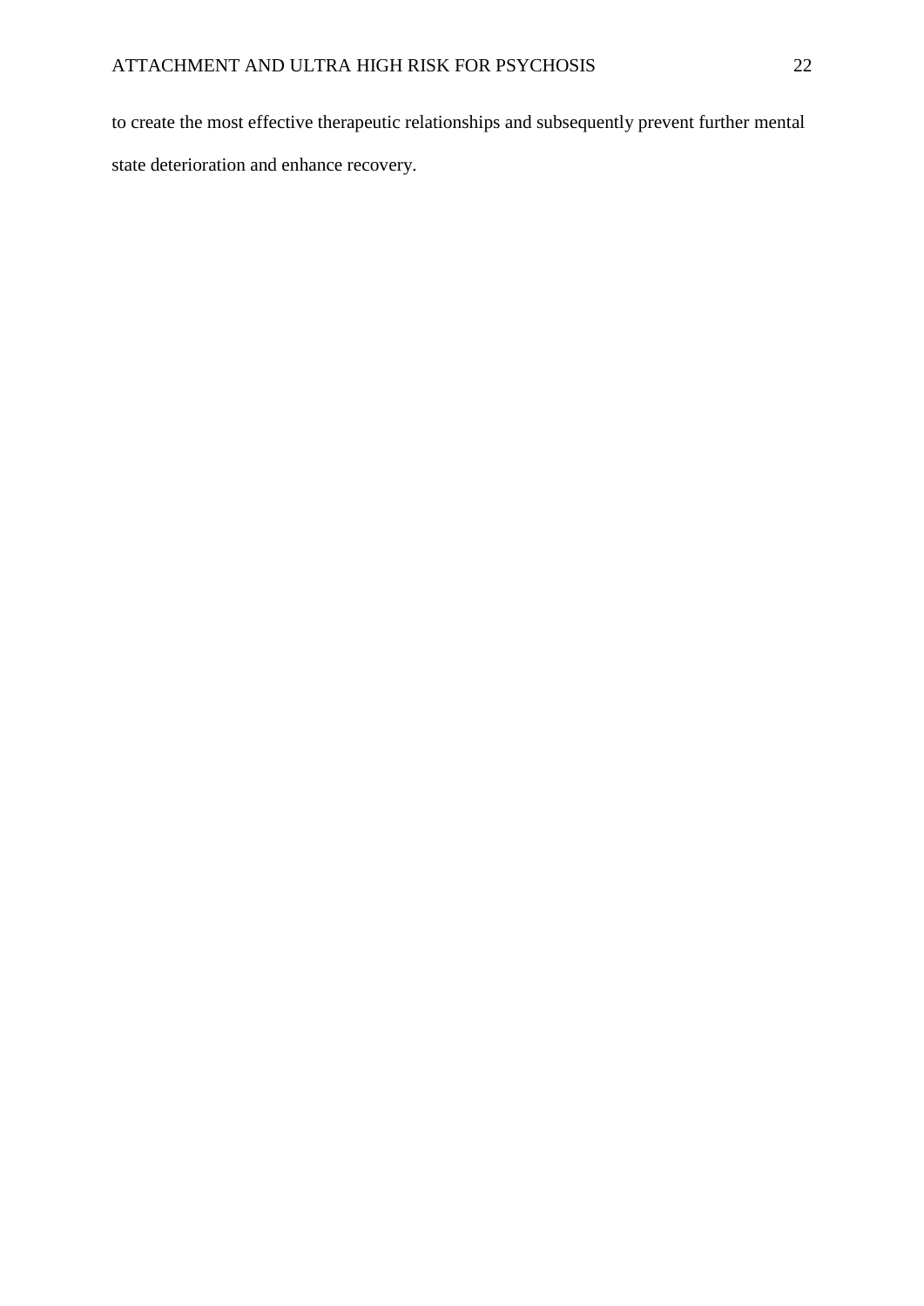to create the most effective therapeutic relationships and subsequently prevent further mental state deterioration and enhance recovery.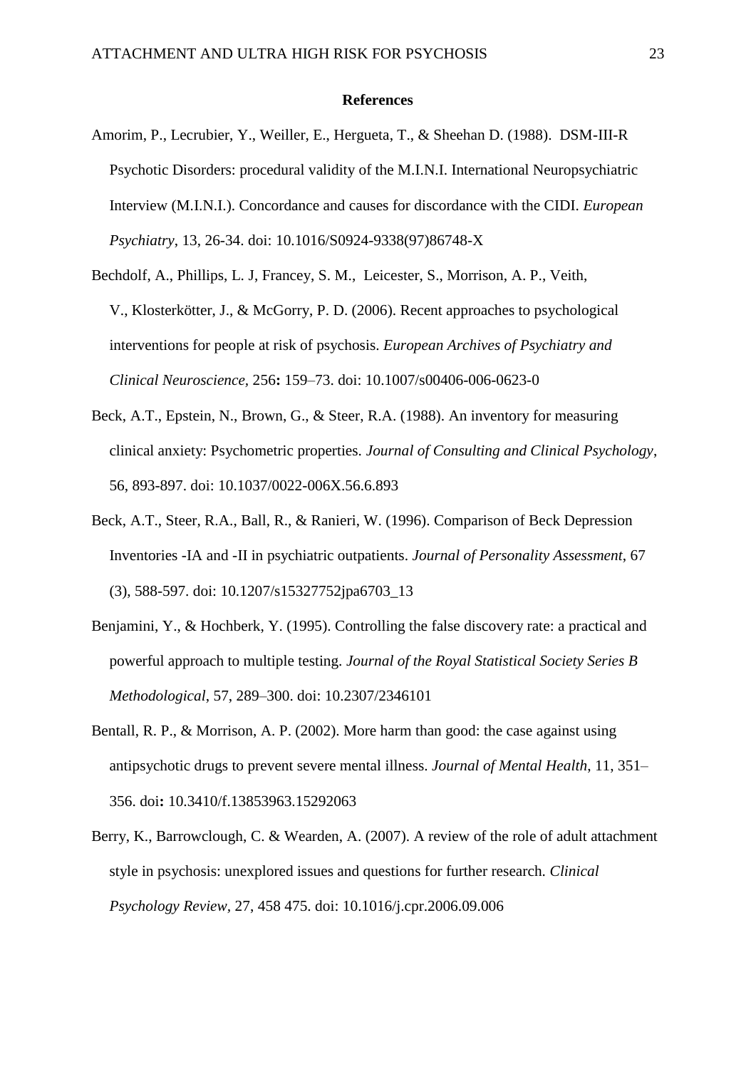**References**

Amorim, P., Lecrubier, Y., Weiller, E., Hergueta, T., & Sheehan D. (1988). DSM-III-R Psychotic Disorders: procedural validity of the M.I.N.I. International Neuropsychiatric Interview (M.I.N.I.). Concordance and causes for discordance with the CIDI. *European Psychiatry*, 13, 26-34. doi: 10.1016/S0924-9338(97)86748-X

Bechdolf, A., Phillips, L. J, Francey, S. M., Leicester, S., Morrison, A. P., Veith, V., Klosterkötter, J., & McGorry, P. D. (2006). Recent approaches to psychological interventions for people at risk of psychosis. *European Archives of Psychiatry and Clinical Neuroscience,* 256**:** 159–73. doi: 10.1007/s00406-006-0623-0

Beck, A.T., Epstein, N., Brown, G., & Steer, R.A. (1988). An inventory for measuring clinical anxiety: Psychometric properties. *Journal of Consulting and Clinical Psychology*, 56, 893-897. doi: 10.1037/0022-006X.56.6.893

Beck, A.T., Steer, R.A., Ball, R., & Ranieri, W. (1996). Comparison of Beck Depression Inventories -IA and -II in psychiatric outpatients. *Journal of Personality Assessment*, 67 (3), 588-597. doi: 10.1207/s15327752jpa6703_13

Benjamini, Y., & Hochberk, Y. (1995). Controlling the false discovery rate: a practical and powerful approach to multiple testing. *Journal of the Royal Statistical Society Series B Methodological*, 57, 289–300. doi: 10.2307/2346101

Bentall, R. P., & Morrison, A. P. (2002). More harm than good: the case against using antipsychotic drugs to prevent severe mental illness. *Journal of Mental Health*, 11, 351–356. doi**:** 10.3410/f.13853963.15292063

Berry, K., Barrowclough, C. & Wearden, A. (2007). A review of the role of adult attachment style in psychosis: unexplored issues and questions for further research. *Clinical Psychology Review,* 27, 458 475. doi: 10.1016/j.cpr.2006.09.006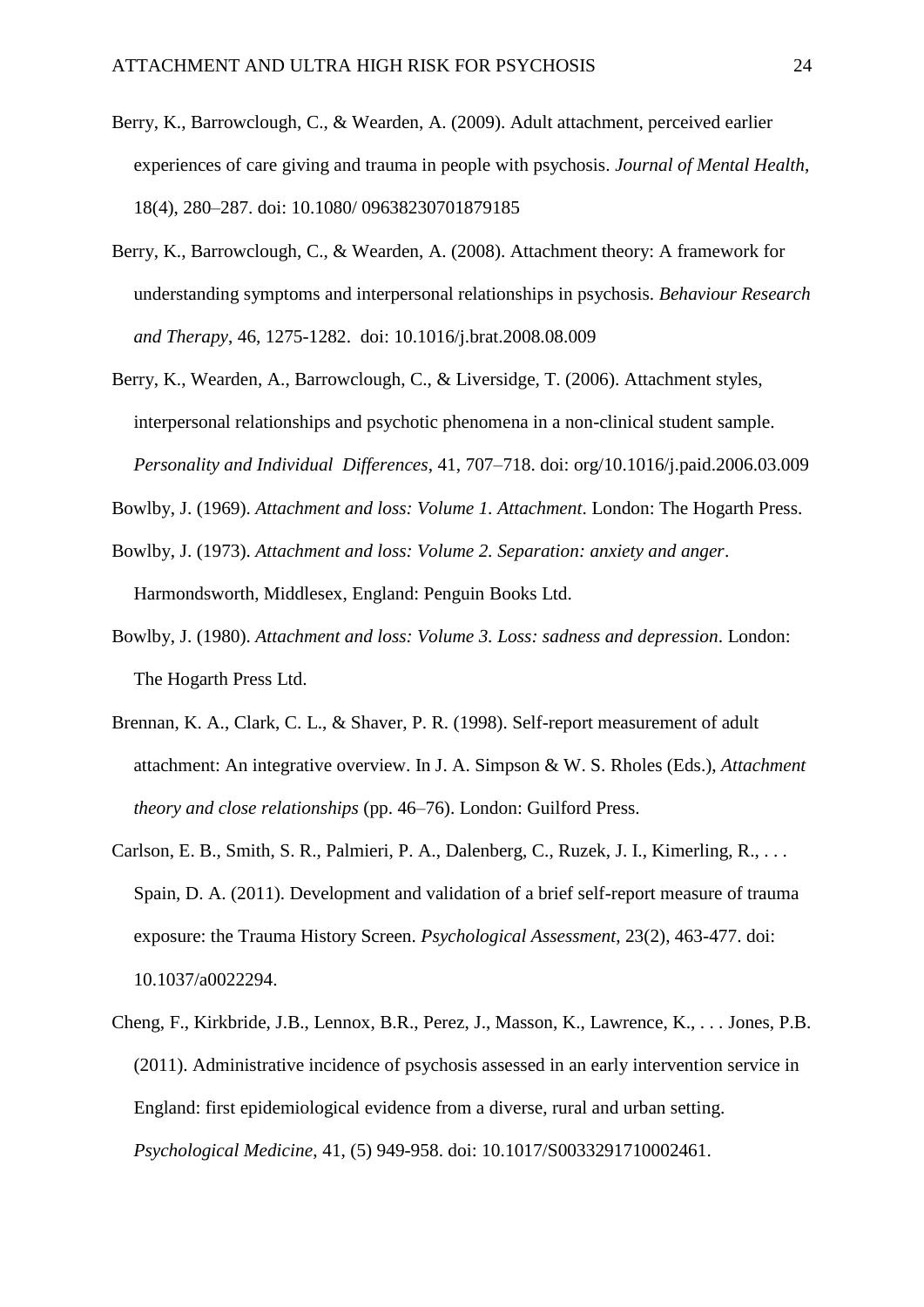Berry, K., Barrowclough, C., & Wearden, A. (2009). Adult attachment, perceived earlier experiences of care giving and trauma in people with psychosis. *Journal of Mental Health*, 18(4), 280–287. doi: 10.1080/ 09638230701879185

Berry, K., Barrowclough, C., & Wearden, A. (2008). Attachment theory: A framework for understanding symptoms and interpersonal relationships in psychosis. *Behaviour Research and Therapy*, 46, 1275-1282. doi: 10.1016/j.brat.2008.08.009

Berry, K., Wearden, A., Barrowclough, C., & Liversidge, T. (2006). Attachment styles, interpersonal relationships and psychotic phenomena in a non-clinical student sample. *Personality and Individual Differences*, 41, 707–718. doi: org/10.1016/j.paid.2006.03.009

Bowlby, J. (1969). *Attachment and loss: Volume 1. Attachment*. London: The Hogarth Press.

Bowlby, J. (1973). *Attachment and loss: Volume 2. Separation: anxiety and anger*. Harmondsworth, Middlesex, England: Penguin Books Ltd.

Bowlby, J. (1980). *Attachment and loss: Volume 3. Loss: sadness and depression*. London: The Hogarth Press Ltd.

Brennan, K. A., Clark, C. L., & Shaver, P. R. (1998). Self-report measurement of adult attachment: An integrative overview. In J. A. Simpson & W. S. Rholes (Eds.), *Attachment theory and close relationships* (pp. 46–76). London: Guilford Press.

Carlson, E. B., Smith, S. R., Palmieri, P. A., Dalenberg, C., Ruzek, J. I., Kimerling, R., . . . Spain, D. A. (2011). Development and validation of a brief self-report measure of trauma exposure: the Trauma History Screen. *Psychological Assessment*, 23(2), 463-477. doi: 10.1037/a0022294.

Cheng, F., Kirkbride, J.B., Lennox, B.R., Perez, J., Masson, K., Lawrence, K., . . . Jones, P.B. (2011). Administrative incidence of psychosis assessed in an early intervention service in England: first epidemiological evidence from a diverse, rural and urban setting. *Psychological Medicine*, 41, (5) 949-958. doi: 10.1017/S0033291710002461.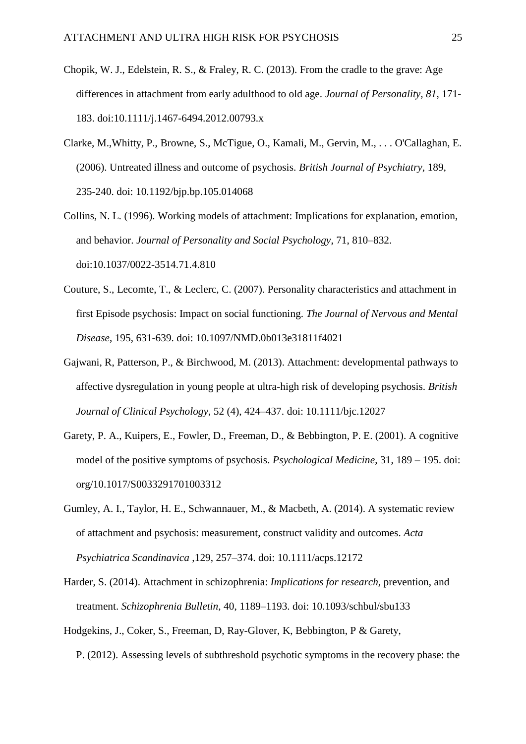Chopik, W. J., Edelstein, R. S., & Fraley, R. C. (2013). From the cradle to the grave: Age differences in attachment from early adulthood to old age. *Journal of Personality, 81*, 171-183. doi:10.1111/j.1467-6494.2012.00793.x

Clarke, M.,Whitty, P., Browne, S., McTigue, O., Kamali, M., Gervin, M., . . . O'Callaghan, E. (2006). Untreated illness and outcome of psychosis. *British Journal of Psychiatry*, 189, 235-240. doi: 10.1192/bjp.bp.105.014068

Collins, N. L. (1996). Working models of attachment: Implications for explanation, emotion, and behavior. *Journal of Personality and Social Psychology*, 71, 810–832. doi:10.1037/0022-3514.71.4.810

Couture, S., Lecomte, T., & Leclerc, C. (2007). Personality characteristics and attachment in first Episode psychosis: Impact on social functioning. *The Journal of Nervous and Mental Disease*, 195, 631-639. doi: 10.1097/NMD.0b013e31811f4021

Gajwani, R, Patterson, P., & Birchwood, M. (2013). Attachment: developmental pathways to affective dysregulation in young people at ultra-high risk of developing psychosis. *British Journal of Clinical Psychology*, 52 (4), 424–437. doi: 10.1111/bjc.12027

Garety, P. A., Kuipers, E., Fowler, D., Freeman, D., & Bebbington, P. E. (2001). A cognitive model of the positive symptoms of psychosis. *Psychological Medicine*, 31, 189 – 195. doi: org/10.1017/S0033291701003312

Gumley, A. I., Taylor, H. E., Schwannauer, M., & Macbeth, A. (2014). A systematic review of attachment and psychosis: measurement, construct validity and outcomes. *Acta Psychiatrica Scandinavica* ,129, 257–374. doi: 10.1111/acps.12172

Harder, S. (2014). Attachment in schizophrenia: *Implications for research*, prevention, and treatment. *Schizophrenia Bulletin*, 40, 1189–1193. doi: 10.1093/schbul/sbu133

Hodgekins, J., Coker, S., Freeman, D, Ray-Glover, K, Bebbington, P & Garety, P. (2012). Assessing levels of subthreshold psychotic symptoms in the recovery phase: the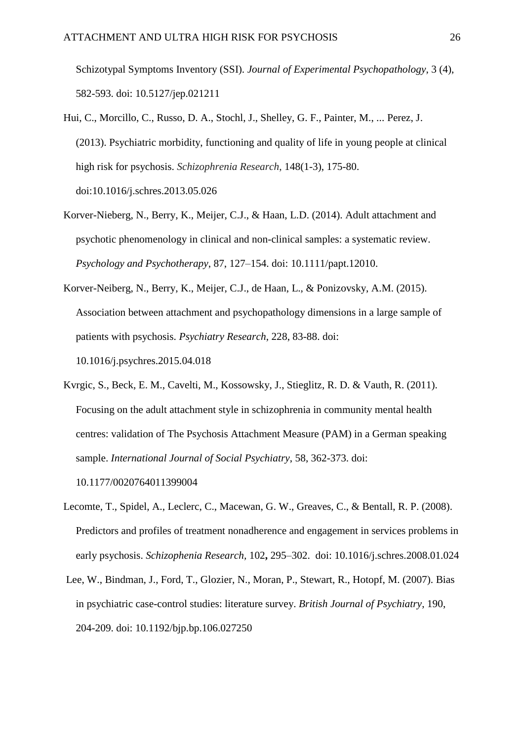Schizotypal Symptoms Inventory (SSI). *Journal of Experimental Psychopathology*, 3 (4), 582-593. doi: 10.5127/jep.021211

Hui, C., Morcillo, C., Russo, D. A., Stochl, J., Shelley, G. F., Painter, M., ... Perez, J. (2013). Psychiatric morbidity, functioning and quality of life in young people at clinical high risk for psychosis. *Schizophrenia Research*, 148(1-3), 175-80. doi:10.1016/j.schres.2013.05.026

Korver-Nieberg, N., Berry, K., Meijer, C.J., & Haan, L.D. (2014). Adult attachment and psychotic phenomenology in clinical and non-clinical samples: a systematic review. *Psychology and Psychotherapy*, 87, 127–154. doi: 10.1111/papt.12010.

Korver-Neiberg, N., Berry, K., Meijer, C.J., de Haan, L., & Ponizovsky, A.M. (2015). Association between attachment and psychopathology dimensions in a large sample of patients with psychosis. *Psychiatry Research*, 228, 83-88. doi: 10.1016/j.psychres.2015.04.018

Kvrgic, S., Beck, E. M., Cavelti, M., Kossowsky, J., Stieglitz, R. D. & Vauth, R. (2011). Focusing on the adult attachment style in schizophrenia in community mental health centres: validation of The Psychosis Attachment Measure (PAM) in a German speaking sample. *International Journal of Social Psychiatry*, 58, 362-373. doi: 10.1177/0020764011399004

Lecomte, T., Spidel, A., Leclerc, C., Macewan, G. W., Greaves, C., & Bentall, R. P. (2008). Predictors and profiles of treatment nonadherence and engagement in services problems in early psychosis. *Schizophrenia Research,* 102**,** 295–302. doi: 10.1016/j.schres.2008.01.024

Lee, W., Bindman, J., Ford, T., Glozier, N., Moran, P., Stewart, R., Hotopf, M. (2007). Bias in psychiatric case-control studies: literature survey. *British Journal of Psychiatry*, 190, 204-209. doi: 10.1192/bjp.bp.106.027250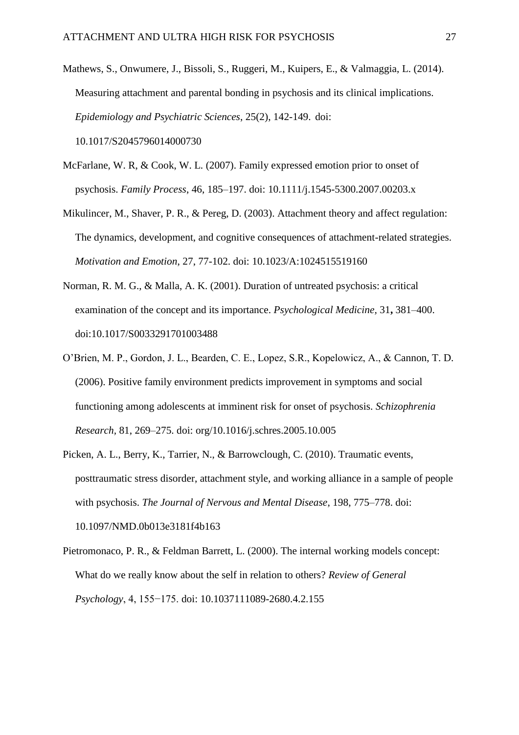Mathews, S., Onwumere, J., Bissoli, S., Ruggeri, M., Kuipers, E., & Valmaggia, L. (2014). Measuring attachment and parental bonding in psychosis and its clinical implications. *Epidemiology and Psychiatric Sciences*, 25(2), 142-149. doi: 10.1017/S2045796014000730

McFarlane, W. R, & Cook, W. L. (2007). Family expressed emotion prior to onset of psychosis. *Family Process*, 46, 185–197. doi: 10.1111/j.1545-5300.2007.00203.x

Mikulincer, M., Shaver, P. R., & Pereg, D. (2003). Attachment theory and affect regulation: The dynamics, development, and cognitive consequences of attachment-related strategies. *Motivation and Emotion*, 27, 77-102. doi: 10.1023/A:1024515519160

Norman, R. M. G., & Malla, A. K. (2001). Duration of untreated psychosis: a critical examination of the concept and its importance. *Psychological Medicine*, 31**,** 381–400. doi:10.1017/S0033291701003488

O'Brien, M. P., Gordon, J. L., Bearden, C. E., Lopez, S.R., Kopelowicz, A., & Cannon, T. D. (2006). Positive family environment predicts improvement in symptoms and social functioning among adolescents at imminent risk for onset of psychosis. *Schizophrenia Research*, 81, 269–275. doi: org/10.1016/j.schres.2005.10.005

Picken, A. L., Berry, K., Tarrier, N., & Barrowclough, C. (2010). Traumatic events, posttraumatic stress disorder, attachment style, and working alliance in a sample of people with psychosis. *The Journal of Nervous and Mental Disease*, 198, 775–778. doi: 10.1097/NMD.0b013e3181f4b163

Pietromonaco, P. R., & Feldman Barrett, L. (2000). The internal working models concept: What do we really know about the self in relation to others? *Review of General Psychology*, 4, 155−175. doi: 10.1037111089-2680.4.2.155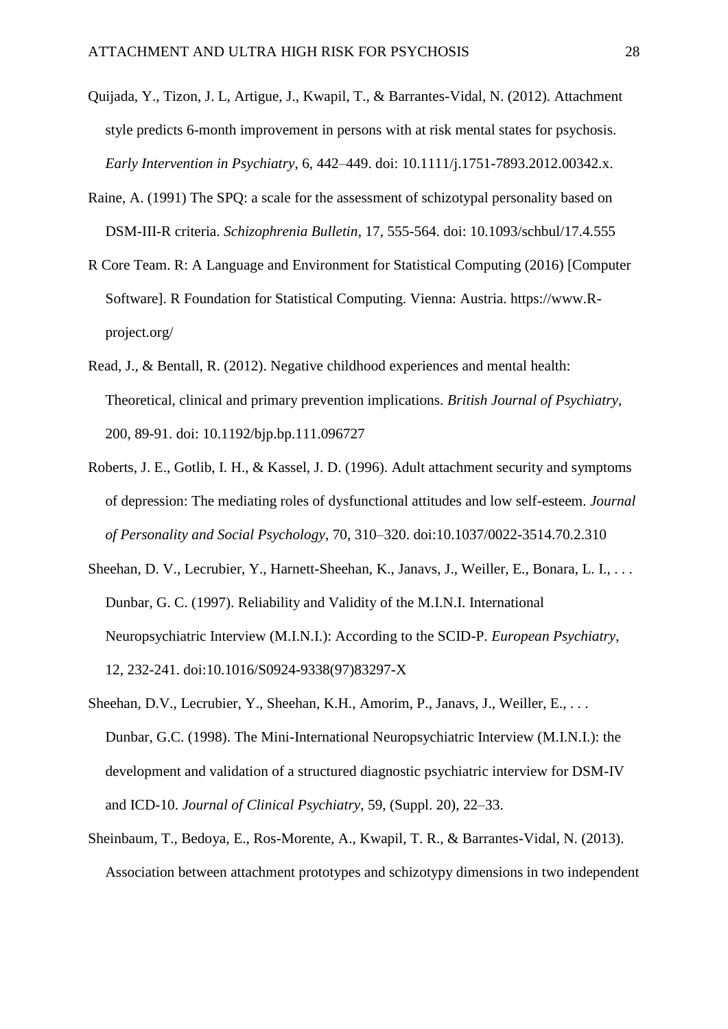Quijada, Y., Tizon, J. L, Artigue, J., Kwapil, T., & Barrantes-Vidal, N. (2012). Attachment style predicts 6-month improvement in persons with at risk mental states for psychosis. *Early Intervention in Psychiatry*, 6, 442–449. doi: 10.1111/j.1751-7893.2012.00342.x.

Raine, A. (1991) The SPQ: a scale for the assessment of schizotypal personality based on DSM-III-R criteria. *Schizophrenia Bulletin*, 17, 555-564. doi: 10.1093/schbul/17.4.555

R Core Team. R: A Language and Environment for Statistical Computing (2016) [Computer Software]. R Foundation for Statistical Computing. Vienna: Austria. https://www.R-project.org/

Read, J., & Bentall, R. (2012). Negative childhood experiences and mental health: Theoretical, clinical and primary prevention implications. *British Journal of Psychiatry*, 200, 89-91. doi: 10.1192/bjp.bp.111.096727

Roberts, J. E., Gotlib, I. H., & Kassel, J. D. (1996). Adult attachment security and symptoms of depression: The mediating roles of dysfunctional attitudes and low self-esteem. *Journal of Personality and Social Psychology*, 70, 310–320. doi:10.1037/0022-3514.70.2.310

Sheehan, D. V., Lecrubier, Y., Harnett-Sheehan, K., Janavs, J., Weiller, E., Bonara, L. I., . . . Dunbar, G. C. (1997). Reliability and Validity of the M.I.N.I. International Neuropsychiatric Interview (M.I.N.I.): According to the SCID-P. *European Psychiatry*, 12, 232-241. doi:10.1016/S0924-9338(97)83297-X

Sheehan, D.V., Lecrubier, Y., Sheehan, K.H., Amorim, P., Janavs, J., Weiller, E., . . . Dunbar, G.C. (1998). The Mini-International Neuropsychiatric Interview (M.I.N.I.): the development and validation of a structured diagnostic psychiatric interview for DSM-IV and ICD-10. *Journal of Clinical Psychiatry*, 59, (Suppl. 20), 22–33.

Sheinbaum, T., Bedoya, E., Ros-Morente, A., Kwapil, T. R., & Barrantes-Vidal, N. (2013). Association between attachment prototypes and schizotypy dimensions in two independent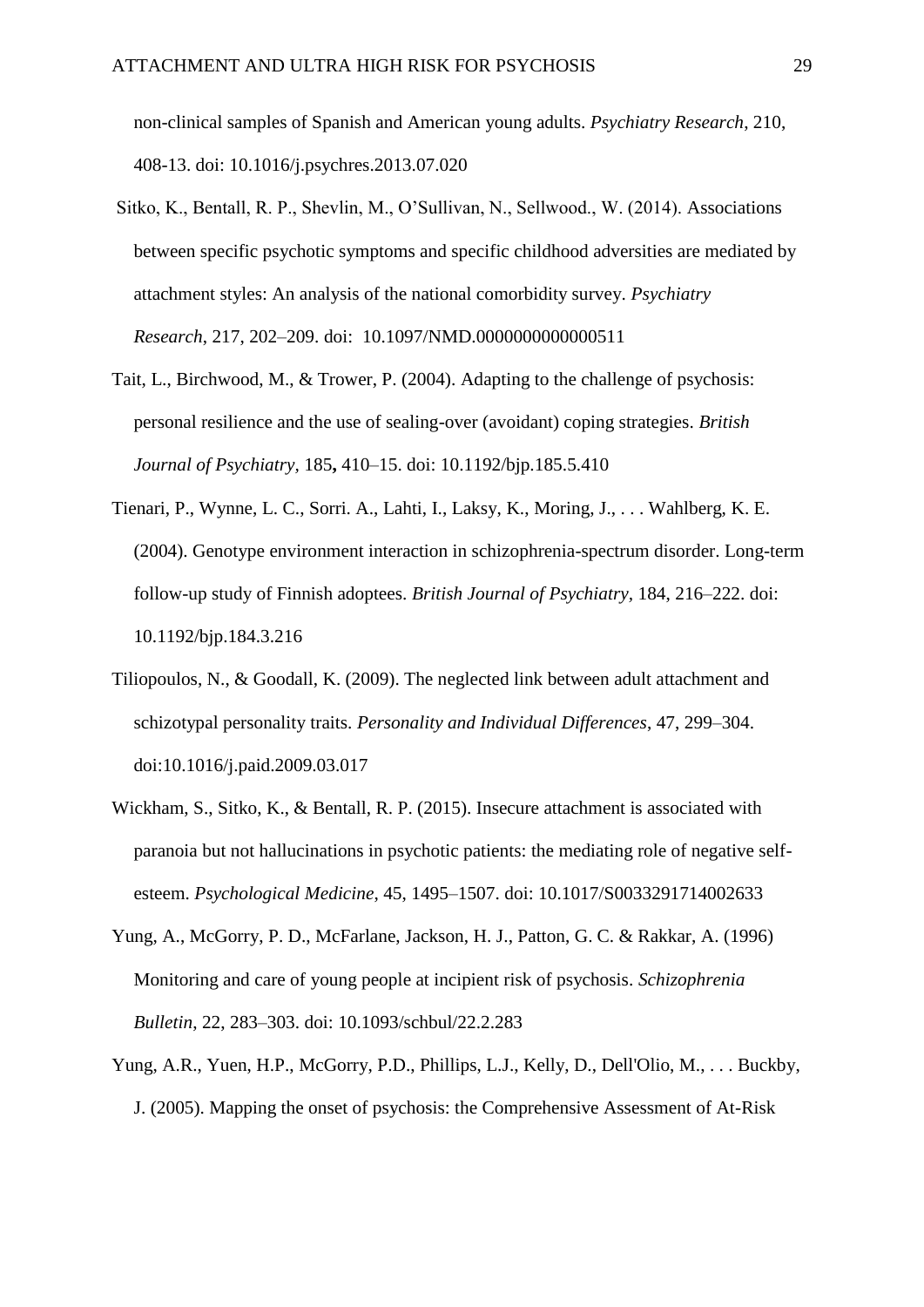non-clinical samples of Spanish and American young adults. *Psychiatry Research*, 210, 408-13. doi: 10.1016/j.psychres.2013.07.020

Sitko, K., Bentall, R. P., Shevlin, M., O'Sullivan, N., Sellwood., W. (2014). Associations between specific psychotic symptoms and specific childhood adversities are mediated by attachment styles: An analysis of the national comorbidity survey. *Psychiatry Research*, 217, 202–209. doi: 10.1097/NMD.0000000000000511

Tait, L., Birchwood, M., & Trower, P. (2004). Adapting to the challenge of psychosis: personal resilience and the use of sealing-over (avoidant) coping strategies. *British Journal of Psychiatry*, 185**,** 410–15. doi: 10.1192/bjp.185.5.410

Tienari, P., Wynne, L. C., Sorri. A., Lahti, I., Laksy, K., Moring, J., . . . Wahlberg, K. E. (2004). Genotype environment interaction in schizophrenia-spectrum disorder. Long-term follow-up study of Finnish adoptees. *British Journal of Psychiatry*, 184, 216–222. doi: 10.1192/bjp.184.3.216

Tiliopoulos, N., & Goodall, K. (2009). The neglected link between adult attachment and schizotypal personality traits. *Personality and Individual Differences*, 47, 299–304. doi:10.1016/j.paid.2009.03.017

Wickham, S., Sitko, K., & Bentall, R. P. (2015). Insecure attachment is associated with paranoia but not hallucinations in psychotic patients: the mediating role of negative self-esteem. *Psychological Medicine*, 45, 1495–1507. doi: 10.1017/S0033291714002633

Yung, A., McGorry, P. D., McFarlane, Jackson, H. J., Patton, G. C. & Rakkar, A. (1996) Monitoring and care of young people at incipient risk of psychosis. *Schizophrenia Bulletin*, 22, 283–303. doi: 10.1093/schbul/22.2.283

Yung, A.R., Yuen, H.P., McGorry, P.D., Phillips, L.J., Kelly, D., Dell'Olio, M., . . . Buckby, J. (2005). Mapping the onset of psychosis: the Comprehensive Assessment of At-Risk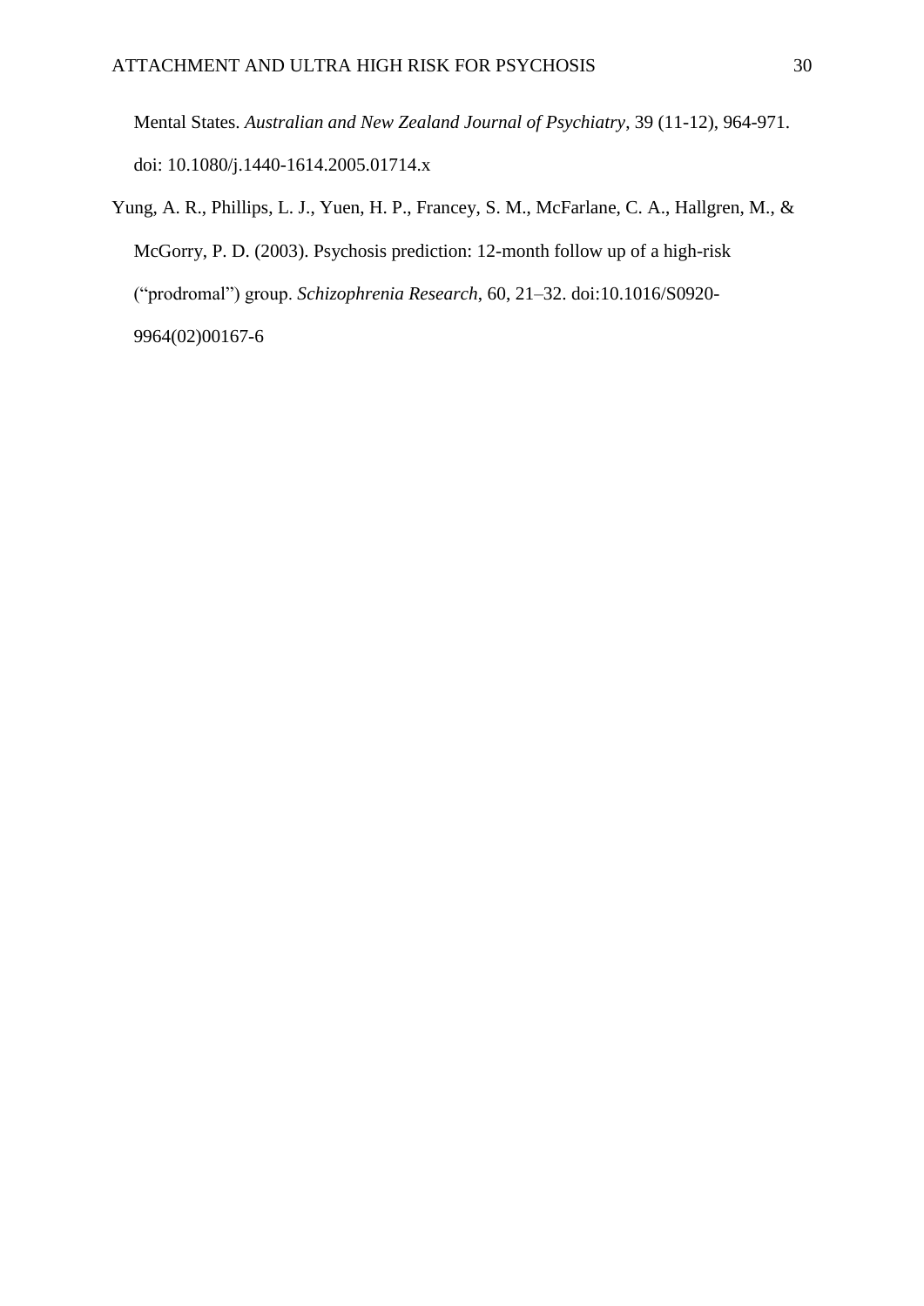Mental States. *Australian and New Zealand Journal of Psychiatry*, 39 (11-12), 964-971. doi: 10.1080/j.1440-1614.2005.01714.x

Yung, A. R., Phillips, L. J., Yuen, H. P., Francey, S. M., McFarlane, C. A., Hallgren, M., & McGorry, P. D. (2003). Psychosis prediction: 12-month follow up of a high-risk ("prodromal") group. *Schizophrenia Research*, 60, 21–32. doi:10.1016/S0920-9964(02)00167-6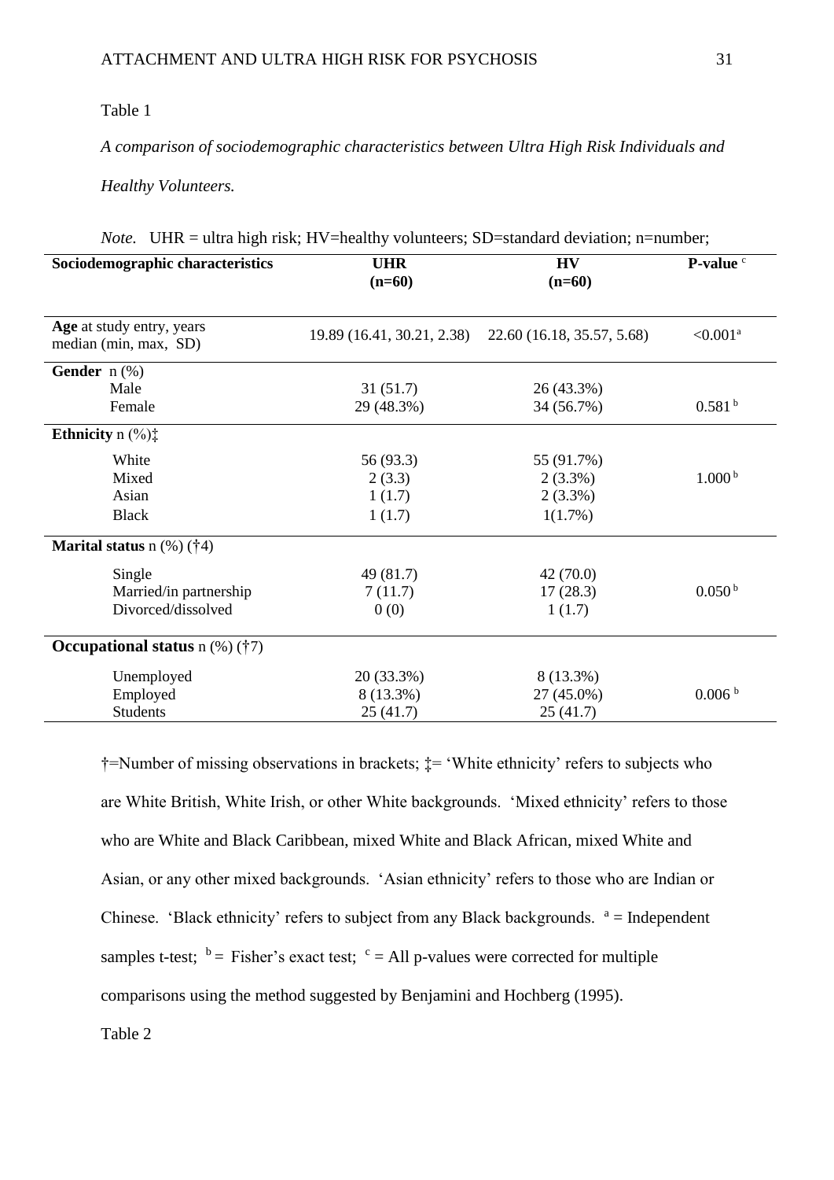Table 1

*A comparison of sociodemographic characteristics between Ultra High Risk Individuals and Healthy Volunteers.*

*Note.* UHR = ultra high risk; HV=healthy volunteers; SD=standard deviation; n=number;

| **Sociodemographic characteristics** | **UHR (n=60)** | **HV (n=60)** | **P-value** [c] |
|---|---|---|---|
| **Age** at study entry, years median (min, max, SD) | 19.89 (16.41, 30.21, 2.38) | 22.60 (16.18, 35.57, 5.68) | <0.001[a] |
| **Gender** n (%) | | | |
| Male | 31 (51.7) | 26 (43.3%) | |
| Female | 29 (48.3%) | 34 (56.7%) | 0.581 [b] |
| **Ethnicity** n (%)‡ | | | |
| White | 56 (93.3) | 55 (91.7%) | |
| Mixed | 2 (3.3) | 2 (3.3%) | 1.000 [b] |
| Asian | 1 (1.7) | 2 (3.3%) | |
| Black | 1 (1.7) | 1(1.7%) | |
| **Marital status** n (%) (†4) | | | |
| Single | 49 (81.7) | 42 (70.0) | |
| Married/in partnership | 7 (11.7) | 17 (28.3) | 0.050 [b] |
| Divorced/dissolved | 0 (0) | 1 (1.7) | |
| **Occupational status** n (%) (†7) | | | |
| Unemployed | 20 (33.3%) | 8 (13.3%) | |
| Employed | 8 (13.3%) | 27 (45.0%) | 0.006 [b] |
| Students | 25 (41.7) | 25 (41.7) | |

†=Number of missing observations in brackets; ‡= 'White ethnicity' refers to subjects who are White British, White Irish, or other White backgrounds. 'Mixed ethnicity' refers to those who are White and Black Caribbean, mixed White and Black African, mixed White and Asian, or any other mixed backgrounds. 'Asian ethnicity' refers to those who are Indian or Chinese. 'Black ethnicity' refers to subject from any Black backgrounds. [a] = Independent samples t-test; [b] = Fisher's exact test; [c] = All p-values were corrected for multiple comparisons using the method suggested by Benjamini and Hochberg (1995).

Table 2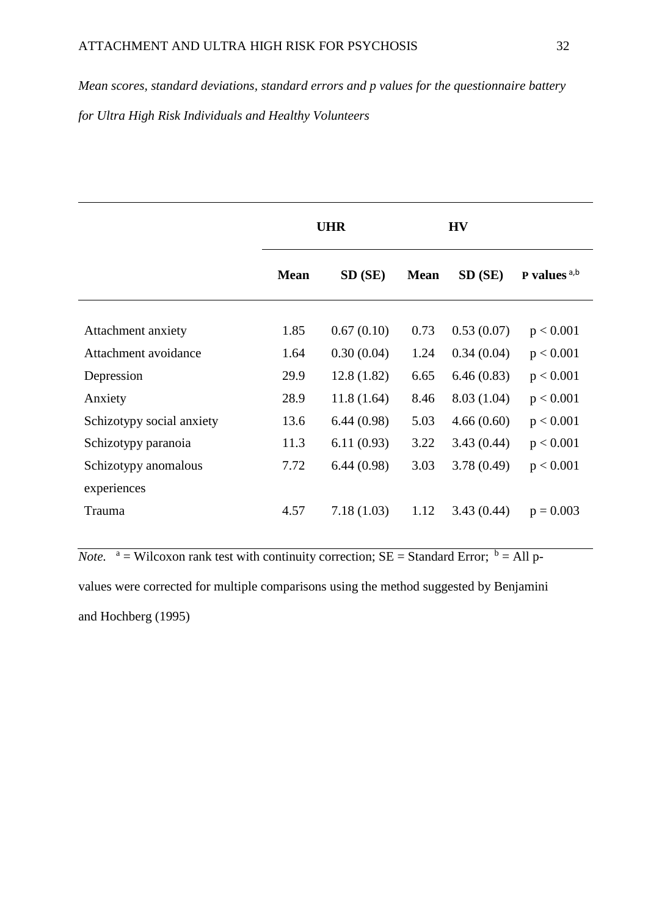*Mean scores, standard deviations, standard errors and p values for the questionnaire battery for Ultra High Risk Individuals and Healthy Volunteers*

| | UHR | | HV | | |
|---|---|---|---|---|---|
| | **Mean** | **SD (SE)** | **Mean** | **SD (SE)** | **P values** [a,b] |
| Attachment anxiety | 1.85 | 0.67 (0.10) | 0.73 | 0.53 (0.07) | $p < 0.001$ |
| Attachment avoidance | 1.64 | 0.30 (0.04) | 1.24 | 0.34 (0.04) | $p < 0.001$ |
| Depression | 29.9 | 12.8 (1.82) | 6.65 | 6.46 (0.83) | $p < 0.001$ |
| Anxiety | 28.9 | 11.8 (1.64) | 8.46 | 8.03 (1.04) | $p < 0.001$ |
| Schizotypy social anxiety | 13.6 | 6.44 (0.98) | 5.03 | 4.66 (0.60) | $p < 0.001$ |
| Schizotypy paranoia | 11.3 | 6.11 (0.93) | 3.22 | 3.43 (0.44) | $p < 0.001$ |
| Schizotypy anomalous experiences | 7.72 | 6.44 (0.98) | 3.03 | 3.78 (0.49) | $p < 0.001$ |
| Trauma | 4.57 | 7.18 (1.03) | 1.12 | 3.43 (0.44) | $p = 0.003$ |

*Note.* [a] = Wilcoxon rank test with continuity correction; SE = Standard Error; [b] = All p-values were corrected for multiple comparisons using the method suggested by Benjamini and Hochberg (1995)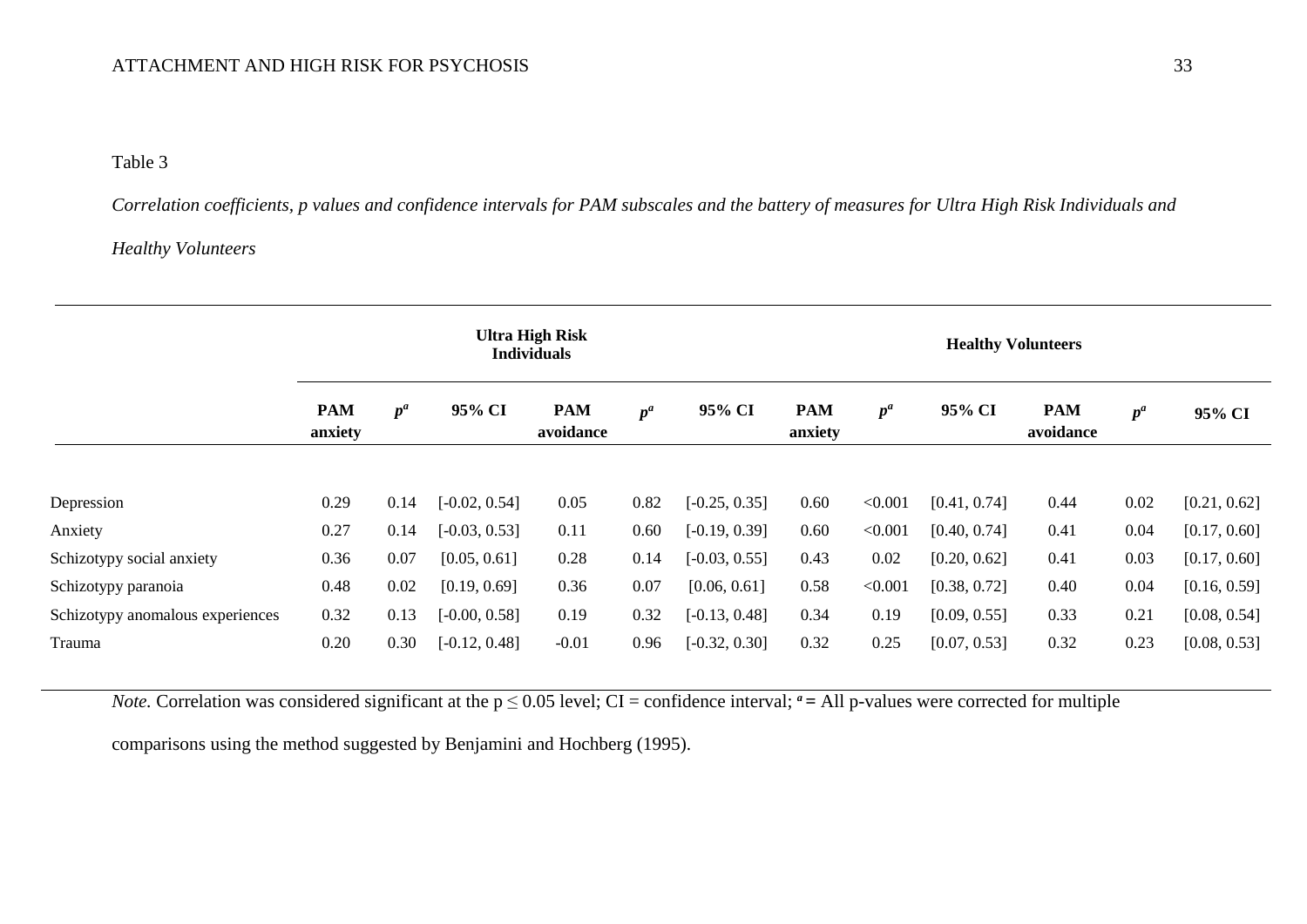Table 3

*Correlation coefficients, p values and confidence intervals for PAM subscales and the battery of measures for Ultra High Risk Individuals and Healthy Volunteers*

| | **Ultra High Risk Individuals** | | | | | | **Healthy Volunteers** | | | | | |
|---|---|---|---|---|---|---|---|---|---|---|---|---|
| | **PAM anxiety** | ***p*[a]** | **95% CI** | **PAM avoidance** | ***p*[a]** | **95% CI** | **PAM anxiety** | ***p*[a]** | **95% CI** | **PAM avoidance** | ***p*[a]** | **95% CI** |
| Depression | 0.29 | 0.14 | [-0.02, 0.54] | 0.05 | 0.82 | [-0.25, 0.35] | 0.60 | <0.001 | [0.41, 0.74] | 0.44 | 0.02 | [0.21, 0.62] |
| Anxiety | 0.27 | 0.14 | [-0.03, 0.53] | 0.11 | 0.60 | [-0.19, 0.39] | 0.60 | <0.001 | [0.40, 0.74] | 0.41 | 0.04 | [0.17, 0.60] |
| Schizotypy social anxiety | 0.36 | 0.07 | [0.05, 0.61] | 0.28 | 0.14 | [-0.03, 0.55] | 0.43 | 0.02 | [0.20, 0.62] | 0.41 | 0.03 | [0.17, 0.60] |
| Schizotypy paranoia | 0.48 | 0.02 | [0.19, 0.69] | 0.36 | 0.07 | [0.06, 0.61] | 0.58 | <0.001 | [0.38, 0.72] | 0.40 | 0.04 | [0.16, 0.59] |
| Schizotypy anomalous experiences | 0.32 | 0.13 | [-0.00, 0.58] | 0.19 | 0.32 | [-0.13, 0.48] | 0.34 | 0.19 | [0.09, 0.55] | 0.33 | 0.21 | [0.08, 0.54] |
| Trauma | 0.20 | 0.30 | [-0.12, 0.48] | -0.01 | 0.96 | [-0.32, 0.30] | 0.32 | 0.25 | [0.07, 0.53] | 0.32 | 0.23 | [0.08, 0.53] |

*Note.* Correlation was considered significant at the $p \leq 0.05$ level; CI = confidence interval; [a] = All p-values were corrected for multiple comparisons using the method suggested by Benjamini and Hochberg (1995).